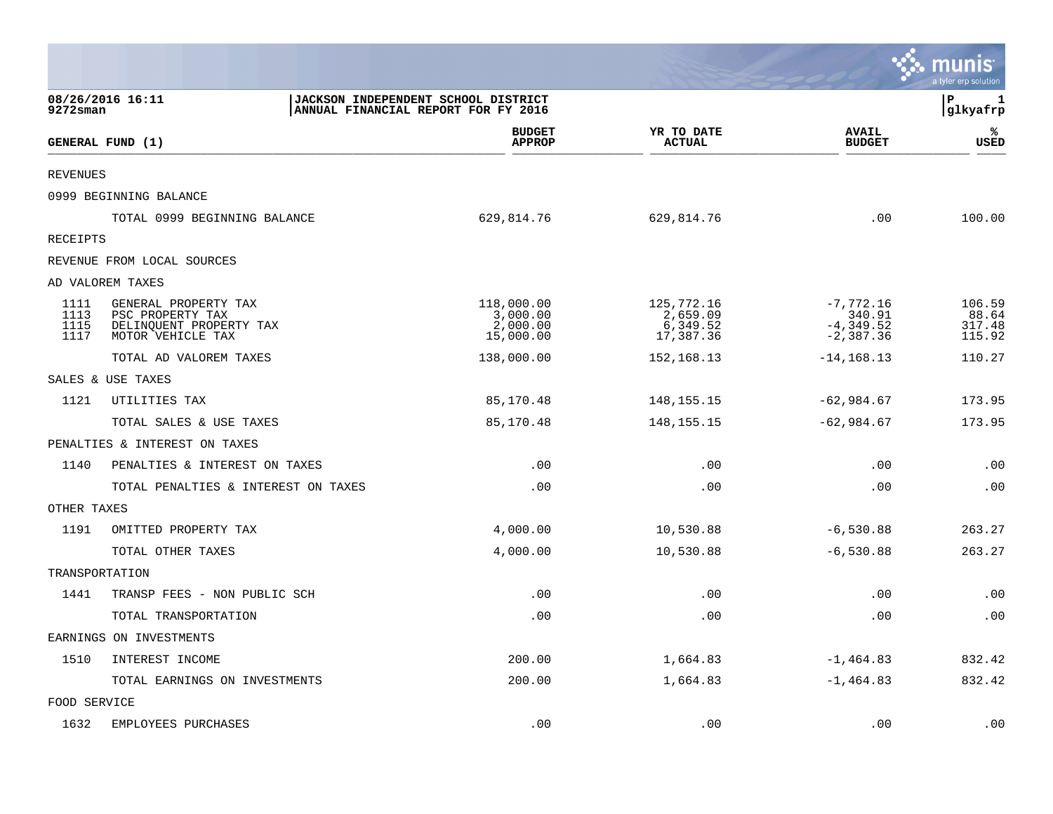08/26/2016 16:11
9272sman

**JACKSON INDEPENDENT SCHOOL DISTRICT**
**ANNUAL FINANCIAL REPORT FOR FY 2016**

glkyafrp

| GENERAL FUND (1) | | BUDGET APPROP | YR TO DATE ACTUAL | AVAIL BUDGET | % USED |
|---|---|---|---|---|---|
| REVENUES | | | | | |
| 0999 BEGINNING BALANCE | | | | | |
| | TOTAL 0999 BEGINNING BALANCE | 629,814.76 | 629,814.76 | .00 | 100.00 |
| RECEIPTS | | | | | |
| REVENUE FROM LOCAL SOURCES | | | | | |
| AD VALOREM TAXES | | | | | |
| 1111 | GENERAL PROPERTY TAX | 118,000.00 | 125,772.16 | -7,772.16 | 106.59 |
| 1113 | PSC PROPERTY TAX | 3,000.00 | 2,659.09 | 340.91 | 88.64 |
| 1115 | DELINQUENT PROPERTY TAX | 2,000.00 | 6,349.52 | -4,349.52 | 317.48 |
| 1117 | MOTOR VEHICLE TAX | 15,000.00 | 17,387.36 | -2,387.36 | 115.92 |
| | TOTAL AD VALOREM TAXES | 138,000.00 | 152,168.13 | -14,168.13 | 110.27 |
| SALES & USE TAXES | | | | | |
| 1121 | UTILITIES TAX | 85,170.48 | 148,155.15 | -62,984.67 | 173.95 |
| | TOTAL SALES & USE TAXES | 85,170.48 | 148,155.15 | -62,984.67 | 173.95 |
| PENALTIES & INTEREST ON TAXES | | | | | |
| 1140 | PENALTIES & INTEREST ON TAXES | .00 | .00 | .00 | .00 |
| | TOTAL PENALTIES & INTEREST ON TAXES | .00 | .00 | .00 | .00 |
| OTHER TAXES | | | | | |
| 1191 | OMITTED PROPERTY TAX | 4,000.00 | 10,530.88 | -6,530.88 | 263.27 |
| | TOTAL OTHER TAXES | 4,000.00 | 10,530.88 | -6,530.88 | 263.27 |
| TRANSPORTATION | | | | | |
| 1441 | TRANSP FEES - NON PUBLIC SCH | .00 | .00 | .00 | .00 |
| | TOTAL TRANSPORTATION | .00 | .00 | .00 | .00 |
| EARNINGS ON INVESTMENTS | | | | | |
| 1510 | INTEREST INCOME | 200.00 | 1,664.83 | -1,464.83 | 832.42 |
| | TOTAL EARNINGS ON INVESTMENTS | 200.00 | 1,664.83 | -1,464.83 | 832.42 |
| FOOD SERVICE | | | | | |
| 1632 | EMPLOYEES PURCHASES | .00 | .00 | .00 | .00 |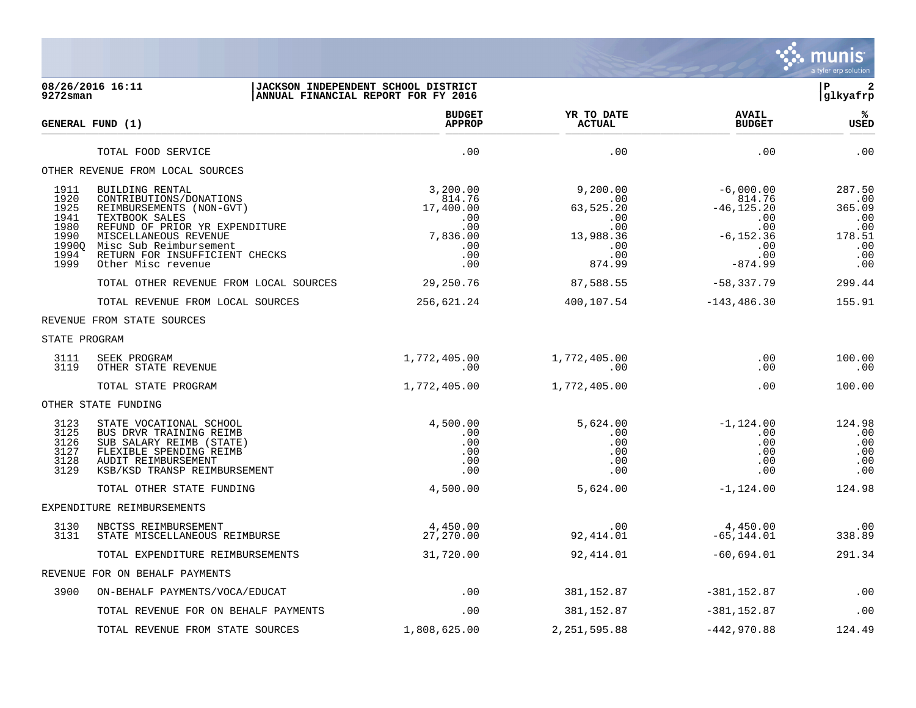08/26/2016 16:11 | JACKSON INDEPENDENT SCHOOL DISTRICT
9272sman | ANNUAL FINANCIAL REPORT FOR FY 2016

P 2
glkyafrp

| GENERAL FUND (1) | | BUDGET APPROP | YR TO DATE ACTUAL | AVAIL BUDGET | % USED |
|---|---|---|---|---|---|
| | TOTAL FOOD SERVICE | .00 | .00 | .00 | .00 |
| OTHER REVENUE FROM LOCAL SOURCES | | | | | |
| 1911 | BUILDING RENTAL | 3,200.00 | 9,200.00 | -6,000.00 | 287.50 |
| 1920 | CONTRIBUTIONS/DONATIONS | 814.76 | .00 | 814.76 | .00 |
| 1925 | REIMBURSEMENTS (NON-GVT) | 17,400.00 | 63,525.20 | -46,125.20 | 365.09 |
| 1941 | TEXTBOOK SALES | .00 | .00 | .00 | .00 |
| 1980 | REFUND OF PRIOR YR EXPENDITURE | .00 | .00 | .00 | .00 |
| 1990 | MISCELLANEOUS REVENUE | 7,836.00 | 13,988.36 | -6,152.36 | 178.51 |
| 1990Q | Misc Sub Reimbursement | .00 | .00 | .00 | .00 |
| 1994 | RETURN FOR INSUFFICIENT CHECKS | .00 | .00 | .00 | .00 |
| 1999 | Other Misc revenue | .00 | 874.99 | -874.99 | .00 |
| | TOTAL OTHER REVENUE FROM LOCAL SOURCES | 29,250.76 | 87,588.55 | -58,337.79 | 299.44 |
| | TOTAL REVENUE FROM LOCAL SOURCES | 256,621.24 | 400,107.54 | -143,486.30 | 155.91 |
| REVENUE FROM STATE SOURCES | | | | | |
| STATE PROGRAM | | | | | |
| 3111 | SEEK PROGRAM | 1,772,405.00 | 1,772,405.00 | .00 | 100.00 |
| 3119 | OTHER STATE REVENUE | .00 | .00 | .00 | .00 |
| | TOTAL STATE PROGRAM | 1,772,405.00 | 1,772,405.00 | .00 | 100.00 |
| OTHER STATE FUNDING | | | | | |
| 3123 | STATE VOCATIONAL SCHOOL | 4,500.00 | 5,624.00 | -1,124.00 | 124.98 |
| 3125 | BUS DRVR TRAINING REIMB | .00 | .00 | .00 | .00 |
| 3126 | SUB SALARY REIMB (STATE) | .00 | .00 | .00 | .00 |
| 3127 | FLEXIBLE SPENDING REIMB | .00 | .00 | .00 | .00 |
| 3128 | AUDIT REIMBURSEMENT | .00 | .00 | .00 | .00 |
| 3129 | KSB/KSD TRANSP REIMBURSEMENT | .00 | .00 | .00 | .00 |
| | TOTAL OTHER STATE FUNDING | 4,500.00 | 5,624.00 | -1,124.00 | 124.98 |
| EXPENDITURE REIMBURSEMENTS | | | | | |
| 3130 | NBCTSS REIMBURSEMENT | 4,450.00 | .00 | 4,450.00 | .00 |
| 3131 | STATE MISCELLANEOUS REIMBURSE | 27,270.00 | 92,414.01 | -65,144.01 | 338.89 |
| | TOTAL EXPENDITURE REIMBURSEMENTS | 31,720.00 | 92,414.01 | -60,694.01 | 291.34 |
| REVENUE FOR ON BEHALF PAYMENTS | | | | | |
| 3900 | ON-BEHALF PAYMENTS/VOCA/EDUCAT | .00 | 381,152.87 | -381,152.87 | .00 |
| | TOTAL REVENUE FOR ON BEHALF PAYMENTS | .00 | 381,152.87 | -381,152.87 | .00 |
| | TOTAL REVENUE FROM STATE SOURCES | 1,808,625.00 | 2,251,595.88 | -442,970.88 | 124.49 |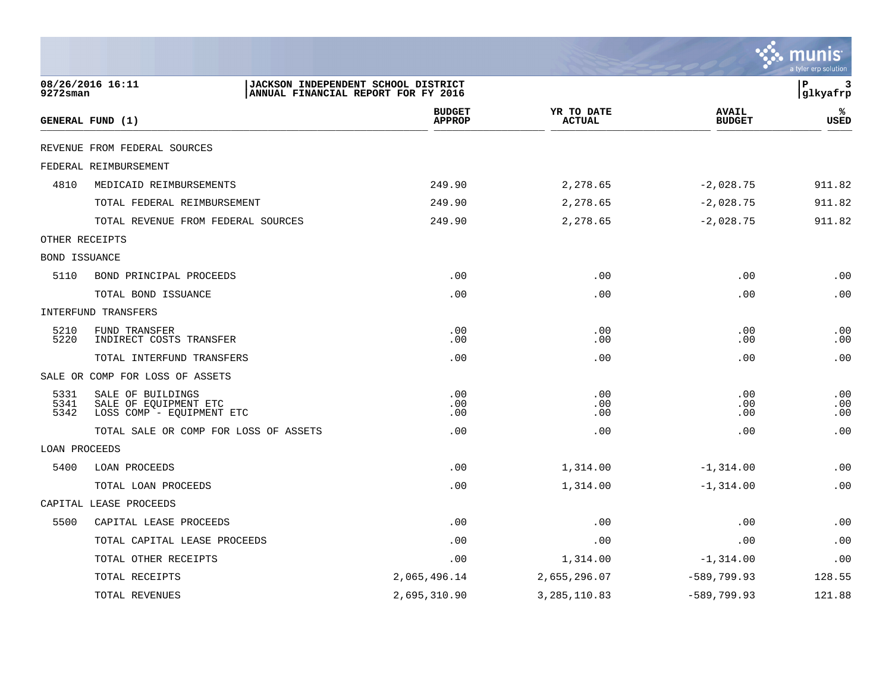08/26/2016 16:11 | JACKSON INDEPENDENT SCHOOL DISTRICT | P 3
9272sman | ANNUAL FINANCIAL REPORT FOR FY 2016 | glkyafrp

| GENERAL FUND (1) | | BUDGET APPROP | YR TO DATE ACTUAL | AVAIL BUDGET | % USED |
|---|---|---|---|---|---|
| REVENUE FROM FEDERAL SOURCES | | | | | |
| FEDERAL REIMBURSEMENT | | | | | |
| 4810 | MEDICAID REIMBURSEMENTS | 249.90 | 2,278.65 | -2,028.75 | 911.82 |
| | TOTAL FEDERAL REIMBURSEMENT | 249.90 | 2,278.65 | -2,028.75 | 911.82 |
| | TOTAL REVENUE FROM FEDERAL SOURCES | 249.90 | 2,278.65 | -2,028.75 | 911.82 |
| OTHER RECEIPTS | | | | | |
| BOND ISSUANCE | | | | | |
| 5110 | BOND PRINCIPAL PROCEEDS | .00 | .00 | .00 | .00 |
| | TOTAL BOND ISSUANCE | .00 | .00 | .00 | .00 |
| INTERFUND TRANSFERS | | | | | |
| 5210 | FUND TRANSFER | .00 | .00 | .00 | .00 |
| 5220 | INDIRECT COSTS TRANSFER | .00 | .00 | .00 | .00 |
| | TOTAL INTERFUND TRANSFERS | .00 | .00 | .00 | .00 |
| SALE OR COMP FOR LOSS OF ASSETS | | | | | |
| 5331 | SALE OF BUILDINGS | .00 | .00 | .00 | .00 |
| 5341 | SALE OF EQUIPMENT ETC | .00 | .00 | .00 | .00 |
| 5342 | LOSS COMP - EQUIPMENT ETC | .00 | .00 | .00 | .00 |
| | TOTAL SALE OR COMP FOR LOSS OF ASSETS | .00 | .00 | .00 | .00 |
| LOAN PROCEEDS | | | | | |
| 5400 | LOAN PROCEEDS | .00 | 1,314.00 | -1,314.00 | .00 |
| | TOTAL LOAN PROCEEDS | .00 | 1,314.00 | -1,314.00 | .00 |
| CAPITAL LEASE PROCEEDS | | | | | |
| 5500 | CAPITAL LEASE PROCEEDS | .00 | .00 | .00 | .00 |
| | TOTAL CAPITAL LEASE PROCEEDS | .00 | .00 | .00 | .00 |
| | TOTAL OTHER RECEIPTS | .00 | 1,314.00 | -1,314.00 | .00 |
| | TOTAL RECEIPTS | 2,065,496.14 | 2,655,296.07 | -589,799.93 | 128.55 |
| | TOTAL REVENUES | 2,695,310.90 | 3,285,110.83 | -589,799.93 | 121.88 |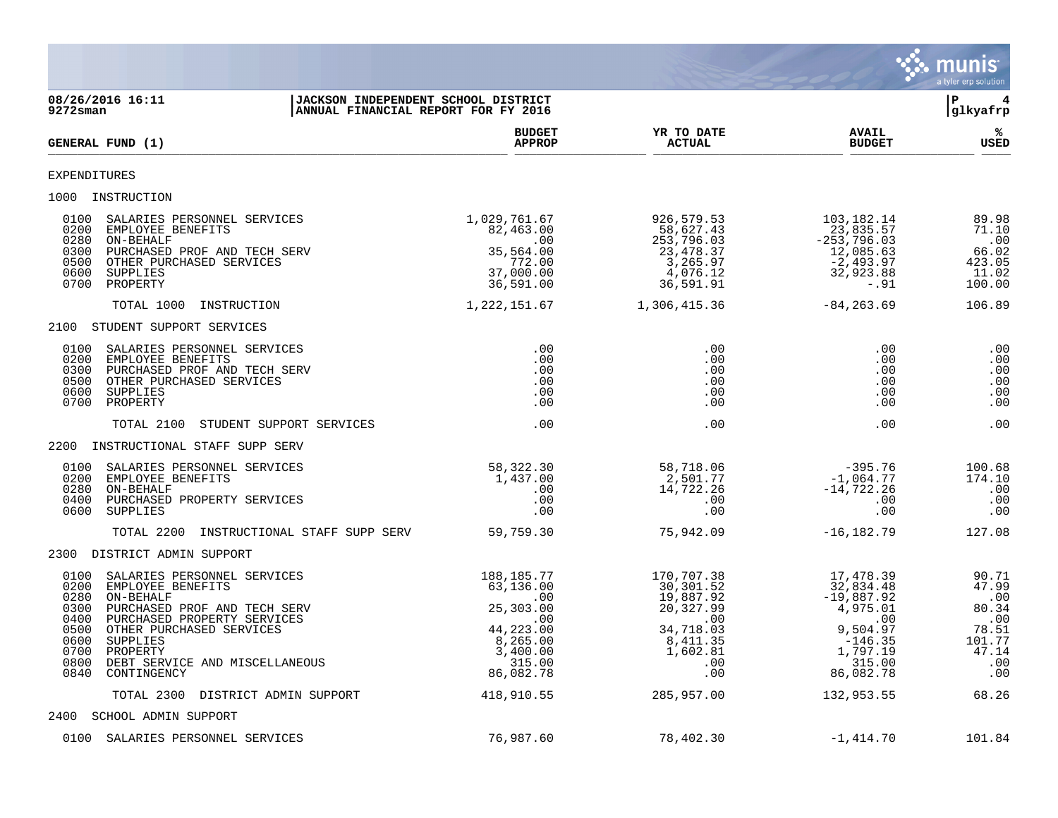JACKSON INDEPENDENT SCHOOL DISTRICT
ANNUAL FINANCIAL REPORT FOR FY 2016

| GENERAL FUND (1) | BUDGET APPROP | YR TO DATE ACTUAL | AVAIL BUDGET | % USED |
|---|---|---|---|---|
| **EXPENDITURES** | | | | |
| **1000 INSTRUCTION** | | | | |
| 0100 SALARIES PERSONNEL SERVICES | 1,029,761.67 | 926,579.53 | 103,182.14 | 89.98 |
| 0200 EMPLOYEE BENEFITS | 82,463.00 | 58,627.43 | 23,835.57 | 71.10 |
| 0280 ON-BEHALF | .00 | 253,796.03 | -253,796.03 | .00 |
| 0300 PURCHASED PROF AND TECH SERV | 35,564.00 | 23,478.37 | 12,085.63 | 66.02 |
| 0500 OTHER PURCHASED SERVICES | 772.00 | 3,265.97 | -2,493.97 | 423.05 |
| 0600 SUPPLIES | 37,000.00 | 4,076.12 | 32,923.88 | 11.02 |
| 0700 PROPERTY | 36,591.00 | 36,591.91 | -.91 | 100.00 |
| TOTAL 1000 INSTRUCTION | 1,222,151.67 | 1,306,415.36 | -84,263.69 | 106.89 |
| **2100 STUDENT SUPPORT SERVICES** | | | | |
| 0100 SALARIES PERSONNEL SERVICES | .00 | .00 | .00 | .00 |
| 0200 EMPLOYEE BENEFITS | .00 | .00 | .00 | .00 |
| 0300 PURCHASED PROF AND TECH SERV | .00 | .00 | .00 | .00 |
| 0500 OTHER PURCHASED SERVICES | .00 | .00 | .00 | .00 |
| 0600 SUPPLIES | .00 | .00 | .00 | .00 |
| 0700 PROPERTY | .00 | .00 | .00 | .00 |
| TOTAL 2100 STUDENT SUPPORT SERVICES | .00 | .00 | .00 | .00 |
| **2200 INSTRUCTIONAL STAFF SUPP SERV** | | | | |
| 0100 SALARIES PERSONNEL SERVICES | 58,322.30 | 58,718.06 | -395.76 | 100.68 |
| 0200 EMPLOYEE BENEFITS | 1,437.00 | 2,501.77 | -1,064.77 | 174.10 |
| 0280 ON-BEHALF | .00 | 14,722.26 | -14,722.26 | .00 |
| 0400 PURCHASED PROPERTY SERVICES | .00 | .00 | .00 | .00 |
| 0600 SUPPLIES | .00 | .00 | .00 | .00 |
| TOTAL 2200 INSTRUCTIONAL STAFF SUPP SERV | 59,759.30 | 75,942.09 | -16,182.79 | 127.08 |
| **2300 DISTRICT ADMIN SUPPORT** | | | | |
| 0100 SALARIES PERSONNEL SERVICES | 188,185.77 | 170,707.38 | 17,478.39 | 90.71 |
| 0200 EMPLOYEE BENEFITS | 63,136.00 | 30,301.52 | 32,834.48 | 47.99 |
| 0280 ON-BEHALF | .00 | 19,887.92 | -19,887.92 | .00 |
| 0300 PURCHASED PROF AND TECH SERV | 25,303.00 | 20,327.99 | 4,975.01 | 80.34 |
| 0400 PURCHASED PROPERTY SERVICES | .00 | .00 | .00 | .00 |
| 0500 OTHER PURCHASED SERVICES | 44,223.00 | 34,718.03 | 9,504.97 | 78.51 |
| 0600 SUPPLIES | 8,265.00 | 8,411.35 | -146.35 | 101.77 |
| 0700 PROPERTY | 3,400.00 | 1,602.81 | 1,797.19 | 47.14 |
| 0800 DEBT SERVICE AND MISCELLANEOUS | 315.00 | .00 | 315.00 | .00 |
| 0840 CONTINGENCY | 86,082.78 | .00 | 86,082.78 | .00 |
| TOTAL 2300 DISTRICT ADMIN SUPPORT | 418,910.55 | 285,957.00 | 132,953.55 | 68.26 |
| **2400 SCHOOL ADMIN SUPPORT** | | | | |
| 0100 SALARIES PERSONNEL SERVICES | 76,987.60 | 78,402.30 | -1,414.70 | 101.84 |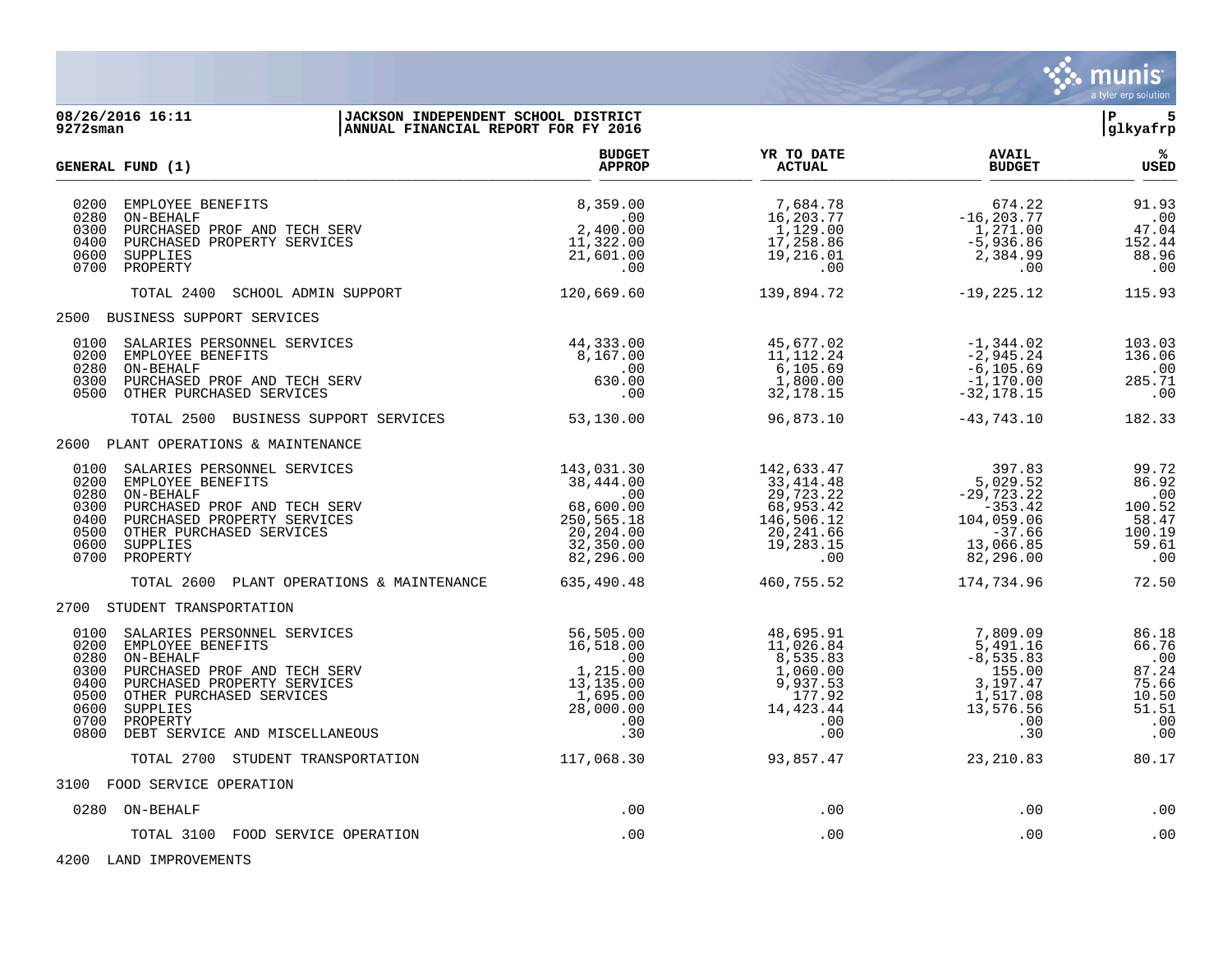**JACKSON INDEPENDENT SCHOOL DISTRICT**
**ANNUAL FINANCIAL REPORT FOR FY 2016**

08/26/2016 16:11
9272sman
glkyafrp

| GENERAL FUND (1) | BUDGET APPROP | YR TO DATE ACTUAL | AVAIL BUDGET | % USED |
|---|---|---|---|---|
| 0200 EMPLOYEE BENEFITS | 8,359.00 | 7,684.78 | 674.22 | 91.93 |
| 0280 ON-BEHALF | .00 | 16,203.77 | -16,203.77 | .00 |
| 0300 PURCHASED PROF AND TECH SERV | 2,400.00 | 1,129.00 | 1,271.00 | 47.04 |
| 0400 PURCHASED PROPERTY SERVICES | 11,322.00 | 17,258.86 | -5,936.86 | 152.44 |
| 0600 SUPPLIES | 21,601.00 | 19,216.01 | 2,384.99 | 88.96 |
| 0700 PROPERTY | .00 | .00 | .00 | .00 |
| TOTAL 2400 SCHOOL ADMIN SUPPORT | 120,669.60 | 139,894.72 | -19,225.12 | 115.93 |
| **2500 BUSINESS SUPPORT SERVICES** | | | | |
| 0100 SALARIES PERSONNEL SERVICES | 44,333.00 | 45,677.02 | -1,344.02 | 103.03 |
| 0200 EMPLOYEE BENEFITS | 8,167.00 | 11,112.24 | -2,945.24 | 136.06 |
| 0280 ON-BEHALF | .00 | 6,105.69 | -6,105.69 | .00 |
| 0300 PURCHASED PROF AND TECH SERV | 630.00 | 1,800.00 | -1,170.00 | 285.71 |
| 0500 OTHER PURCHASED SERVICES | .00 | 32,178.15 | -32,178.15 | .00 |
| TOTAL 2500 BUSINESS SUPPORT SERVICES | 53,130.00 | 96,873.10 | -43,743.10 | 182.33 |
| **2600 PLANT OPERATIONS & MAINTENANCE** | | | | |
| 0100 SALARIES PERSONNEL SERVICES | 143,031.30 | 142,633.47 | 397.83 | 99.72 |
| 0200 EMPLOYEE BENEFITS | 38,444.00 | 33,414.48 | 5,029.52 | 86.92 |
| 0280 ON-BEHALF | .00 | 29,723.22 | -29,723.22 | .00 |
| 0300 PURCHASED PROF AND TECH SERV | 68,600.00 | 68,953.42 | -353.42 | 100.52 |
| 0400 PURCHASED PROPERTY SERVICES | 250,565.18 | 146,506.12 | 104,059.06 | 58.47 |
| 0500 OTHER PURCHASED SERVICES | 20,204.00 | 20,241.66 | -37.66 | 100.19 |
| 0600 SUPPLIES | 32,350.00 | 19,283.15 | 13,066.85 | 59.61 |
| 0700 PROPERTY | 82,296.00 | .00 | 82,296.00 | .00 |
| TOTAL 2600 PLANT OPERATIONS & MAINTENANCE | 635,490.48 | 460,755.52 | 174,734.96 | 72.50 |
| **2700 STUDENT TRANSPORTATION** | | | | |
| 0100 SALARIES PERSONNEL SERVICES | 56,505.00 | 48,695.91 | 7,809.09 | 86.18 |
| 0200 EMPLOYEE BENEFITS | 16,518.00 | 11,026.84 | 5,491.16 | 66.76 |
| 0280 ON-BEHALF | .00 | 8,535.83 | -8,535.83 | .00 |
| 0300 PURCHASED PROF AND TECH SERV | 1,215.00 | 1,060.00 | 155.00 | 87.24 |
| 0400 PURCHASED PROPERTY SERVICES | 13,135.00 | 9,937.53 | 3,197.47 | 75.66 |
| 0500 OTHER PURCHASED SERVICES | 1,695.00 | 177.92 | 1,517.08 | 10.50 |
| 0600 SUPPLIES | 28,000.00 | 14,423.44 | 13,576.56 | 51.51 |
| 0700 PROPERTY | .00 | .00 | .00 | .00 |
| 0800 DEBT SERVICE AND MISCELLANEOUS | .30 | .00 | .30 | .00 |
| TOTAL 2700 STUDENT TRANSPORTATION | 117,068.30 | 93,857.47 | 23,210.83 | 80.17 |
| **3100 FOOD SERVICE OPERATION** | | | | |
| 0280 ON-BEHALF | .00 | .00 | .00 | .00 |
| TOTAL 3100 FOOD SERVICE OPERATION | .00 | .00 | .00 | .00 |
| **4200 LAND IMPROVEMENTS** | | | | |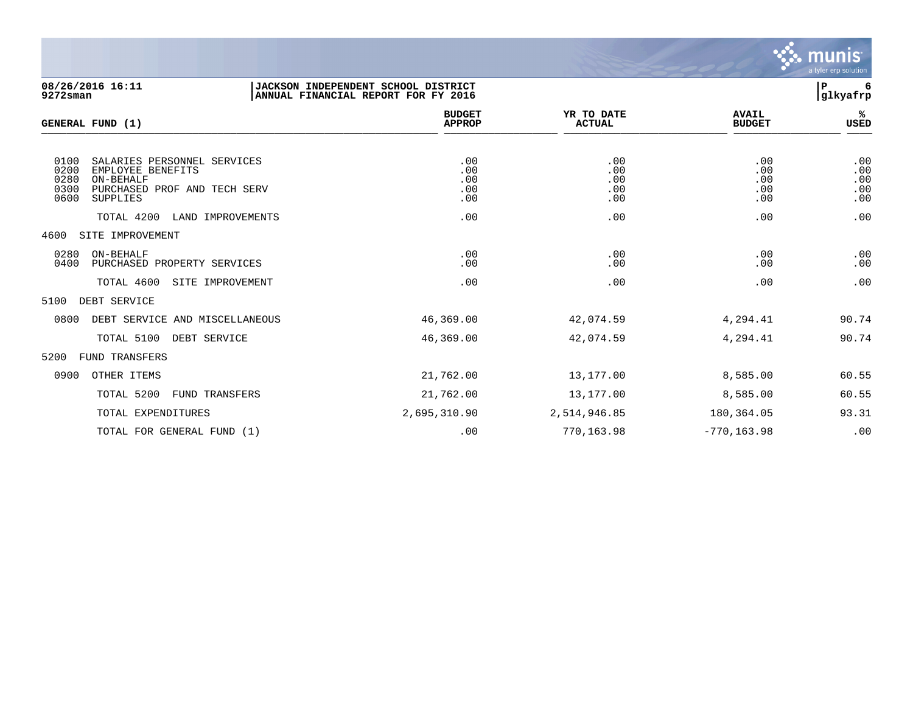08/26/2016 16:11 | JACKSON INDEPENDENT SCHOOL DISTRICT
9272sman | ANNUAL FINANCIAL REPORT FOR FY 2016

| GENERAL FUND (1) | BUDGET APPROP | YR TO DATE ACTUAL | AVAIL BUDGET | % USED |
|---|---|---|---|---|
| 0100 SALARIES PERSONNEL SERVICES | .00 | .00 | .00 | .00 |
| 0200 EMPLOYEE BENEFITS | .00 | .00 | .00 | .00 |
| 0280 ON-BEHALF | .00 | .00 | .00 | .00 |
| 0300 PURCHASED PROF AND TECH SERV | .00 | .00 | .00 | .00 |
| 0600 SUPPLIES | .00 | .00 | .00 | .00 |
| TOTAL 4200 LAND IMPROVEMENTS | .00 | .00 | .00 | .00 |
| 4600 SITE IMPROVEMENT | | | | |
| 0280 ON-BEHALF | .00 | .00 | .00 | .00 |
| 0400 PURCHASED PROPERTY SERVICES | .00 | .00 | .00 | .00 |
| TOTAL 4600 SITE IMPROVEMENT | .00 | .00 | .00 | .00 |
| 5100 DEBT SERVICE | | | | |
| 0800 DEBT SERVICE AND MISCELLANEOUS | 46,369.00 | 42,074.59 | 4,294.41 | 90.74 |
| TOTAL 5100 DEBT SERVICE | 46,369.00 | 42,074.59 | 4,294.41 | 90.74 |
| 5200 FUND TRANSFERS | | | | |
| 0900 OTHER ITEMS | 21,762.00 | 13,177.00 | 8,585.00 | 60.55 |
| TOTAL 5200 FUND TRANSFERS | 21,762.00 | 13,177.00 | 8,585.00 | 60.55 |
| TOTAL EXPENDITURES | 2,695,310.90 | 2,514,946.85 | 180,364.05 | 93.31 |
| TOTAL FOR GENERAL FUND (1) | .00 | 770,163.98 | -770,163.98 | .00 |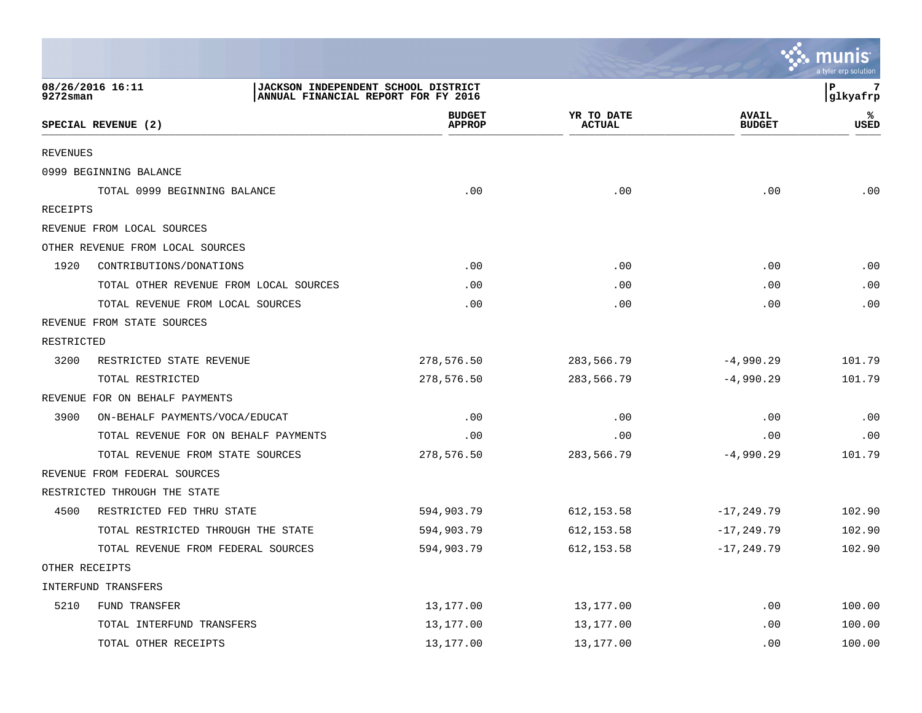JACKSON INDEPENDENT SCHOOL DISTRICT
ANNUAL FINANCIAL REPORT FOR FY 2016

08/26/2016 16:11
9272sman

| SPECIAL REVENUE (2) | | BUDGET APPROP | YR TO DATE ACTUAL | AVAIL BUDGET | % USED |
|---|---|---|---|---|---|
| REVENUES | | | | | |
| 0999 BEGINNING BALANCE | | | | | |
| | TOTAL 0999 BEGINNING BALANCE | .00 | .00 | .00 | .00 |
| RECEIPTS | | | | | |
| REVENUE FROM LOCAL SOURCES | | | | | |
| OTHER REVENUE FROM LOCAL SOURCES | | | | | |
| 1920 | CONTRIBUTIONS/DONATIONS | .00 | .00 | .00 | .00 |
| | TOTAL OTHER REVENUE FROM LOCAL SOURCES | .00 | .00 | .00 | .00 |
| | TOTAL REVENUE FROM LOCAL SOURCES | .00 | .00 | .00 | .00 |
| REVENUE FROM STATE SOURCES | | | | | |
| RESTRICTED | | | | | |
| 3200 | RESTRICTED STATE REVENUE | 278,576.50 | 283,566.79 | -4,990.29 | 101.79 |
| | TOTAL RESTRICTED | 278,576.50 | 283,566.79 | -4,990.29 | 101.79 |
| REVENUE FOR ON BEHALF PAYMENTS | | | | | |
| 3900 | ON-BEHALF PAYMENTS/VOCA/EDUCAT | .00 | .00 | .00 | .00 |
| | TOTAL REVENUE FOR ON BEHALF PAYMENTS | .00 | .00 | .00 | .00 |
| | TOTAL REVENUE FROM STATE SOURCES | 278,576.50 | 283,566.79 | -4,990.29 | 101.79 |
| REVENUE FROM FEDERAL SOURCES | | | | | |
| RESTRICTED THROUGH THE STATE | | | | | |
| 4500 | RESTRICTED FED THRU STATE | 594,903.79 | 612,153.58 | -17,249.79 | 102.90 |
| | TOTAL RESTRICTED THROUGH THE STATE | 594,903.79 | 612,153.58 | -17,249.79 | 102.90 |
| | TOTAL REVENUE FROM FEDERAL SOURCES | 594,903.79 | 612,153.58 | -17,249.79 | 102.90 |
| OTHER RECEIPTS | | | | | |
| INTERFUND TRANSFERS | | | | | |
| 5210 | FUND TRANSFER | 13,177.00 | 13,177.00 | .00 | 100.00 |
| | TOTAL INTERFUND TRANSFERS | 13,177.00 | 13,177.00 | .00 | 100.00 |
| | TOTAL OTHER RECEIPTS | 13,177.00 | 13,177.00 | .00 | 100.00 |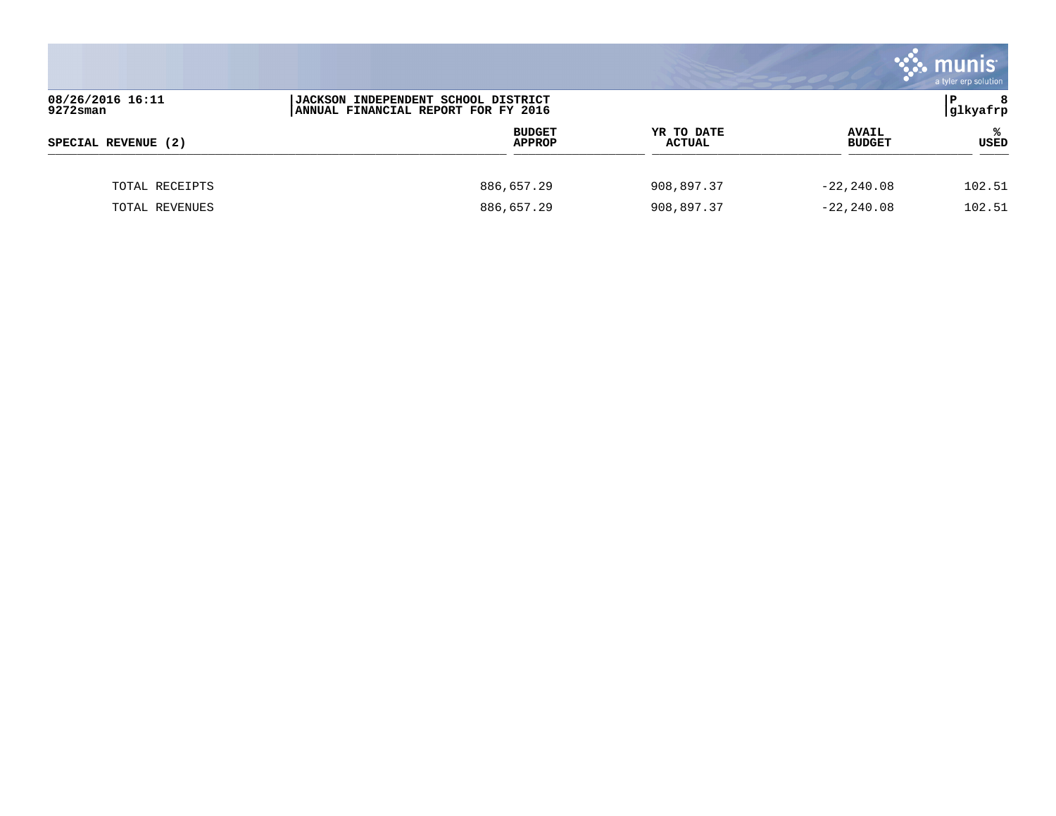| SPECIAL REVENUE (2) | BUDGET APPROP | YR TO DATE ACTUAL | AVAIL BUDGET | % USED |
|---|---|---|---|---|
| TOTAL RECEIPTS | 886,657.29 | 908,897.37 | -22,240.08 | 102.51 |
| TOTAL REVENUES | 886,657.29 | 908,897.37 | -22,240.08 | 102.51 |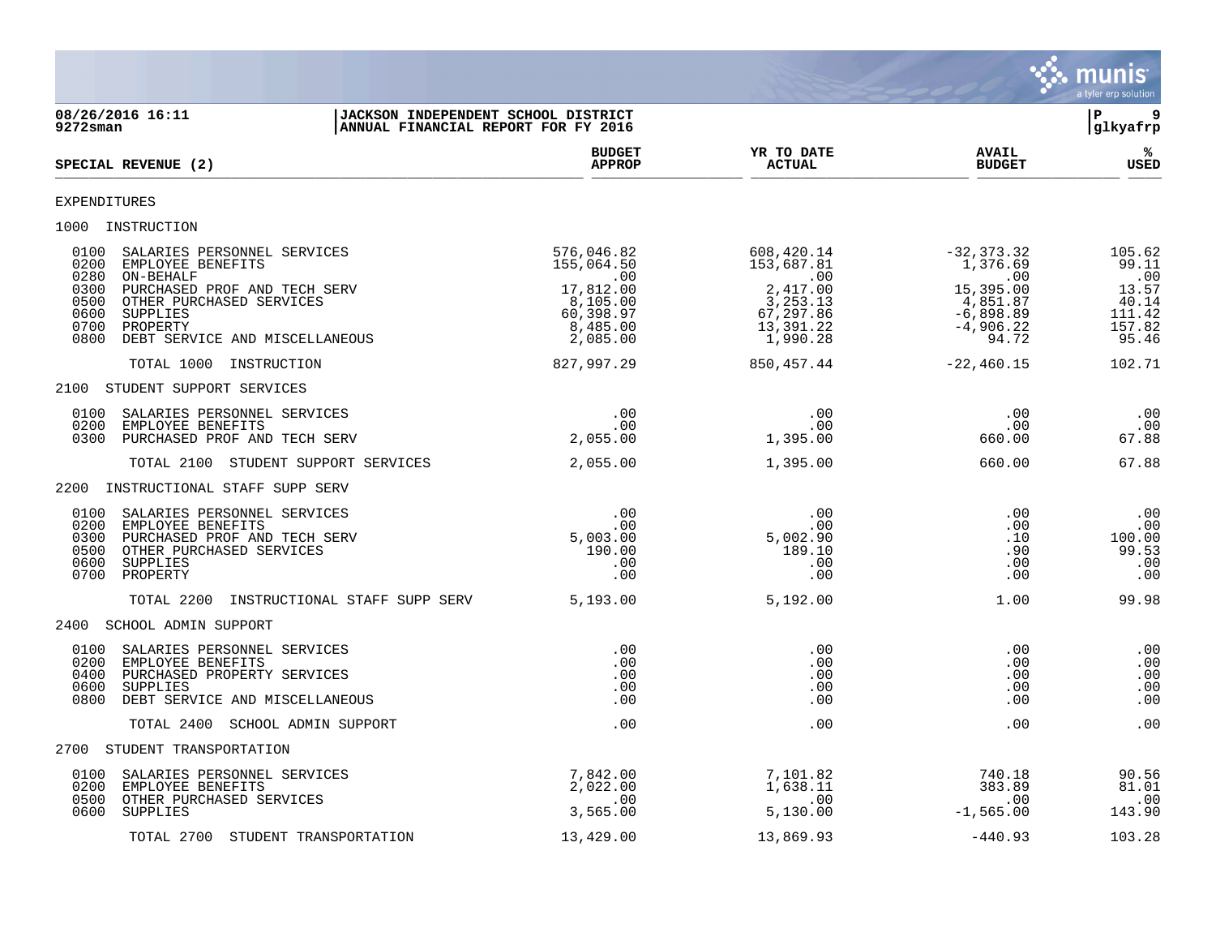JACKSON INDEPENDENT SCHOOL DISTRICT
ANNUAL FINANCIAL REPORT FOR FY 2016

08/26/2016 16:11
9272sman

glkyafrp

| SPECIAL REVENUE (2) | BUDGET APPROP | YR TO DATE ACTUAL | AVAIL BUDGET | % USED |
|---|---|---|---|---|
| EXPENDITURES | | | | |
| 1000 INSTRUCTION | | | | |
| 0100 SALARIES PERSONNEL SERVICES | 576,046.82 | 608,420.14 | -32,373.32 | 105.62 |
| 0200 EMPLOYEE BENEFITS | 155,064.50 | 153,687.81 | 1,376.69 | 99.11 |
| 0280 ON-BEHALF | .00 | .00 | .00 | .00 |
| 0300 PURCHASED PROF AND TECH SERV | 17,812.00 | 2,417.00 | 15,395.00 | 13.57 |
| 0500 OTHER PURCHASED SERVICES | 8,105.00 | 3,253.13 | 4,851.87 | 40.14 |
| 0600 SUPPLIES | 60,398.97 | 67,297.86 | -6,898.89 | 111.42 |
| 0700 PROPERTY | 8,485.00 | 13,391.22 | -4,906.22 | 157.82 |
| 0800 DEBT SERVICE AND MISCELLANEOUS | 2,085.00 | 1,990.28 | 94.72 | 95.46 |
| TOTAL 1000 INSTRUCTION | 827,997.29 | 850,457.44 | -22,460.15 | 102.71 |
| 2100 STUDENT SUPPORT SERVICES | | | | |
| 0100 SALARIES PERSONNEL SERVICES | .00 | .00 | .00 | .00 |
| 0200 EMPLOYEE BENEFITS | .00 | .00 | .00 | .00 |
| 0300 PURCHASED PROF AND TECH SERV | 2,055.00 | 1,395.00 | 660.00 | 67.88 |
| TOTAL 2100 STUDENT SUPPORT SERVICES | 2,055.00 | 1,395.00 | 660.00 | 67.88 |
| 2200 INSTRUCTIONAL STAFF SUPP SERV | | | | |
| 0100 SALARIES PERSONNEL SERVICES | .00 | .00 | .00 | .00 |
| 0200 EMPLOYEE BENEFITS | .00 | .00 | .00 | .00 |
| 0300 PURCHASED PROF AND TECH SERV | 5,003.00 | 5,002.90 | .10 | 100.00 |
| 0500 OTHER PURCHASED SERVICES | 190.00 | 189.10 | .90 | 99.53 |
| 0600 SUPPLIES | .00 | .00 | .00 | .00 |
| 0700 PROPERTY | .00 | .00 | .00 | .00 |
| TOTAL 2200 INSTRUCTIONAL STAFF SUPP SERV | 5,193.00 | 5,192.00 | 1.00 | 99.98 |
| 2400 SCHOOL ADMIN SUPPORT | | | | |
| 0100 SALARIES PERSONNEL SERVICES | .00 | .00 | .00 | .00 |
| 0200 EMPLOYEE BENEFITS | .00 | .00 | .00 | .00 |
| 0400 PURCHASED PROPERTY SERVICES | .00 | .00 | .00 | .00 |
| 0600 SUPPLIES | .00 | .00 | .00 | .00 |
| 0800 DEBT SERVICE AND MISCELLANEOUS | .00 | .00 | .00 | .00 |
| TOTAL 2400 SCHOOL ADMIN SUPPORT | .00 | .00 | .00 | .00 |
| 2700 STUDENT TRANSPORTATION | | | | |
| 0100 SALARIES PERSONNEL SERVICES | 7,842.00 | 7,101.82 | 740.18 | 90.56 |
| 0200 EMPLOYEE BENEFITS | 2,022.00 | 1,638.11 | 383.89 | 81.01 |
| 0500 OTHER PURCHASED SERVICES | .00 | .00 | .00 | .00 |
| 0600 SUPPLIES | 3,565.00 | 5,130.00 | -1,565.00 | 143.90 |
| TOTAL 2700 STUDENT TRANSPORTATION | 13,429.00 | 13,869.93 | -440.93 | 103.28 |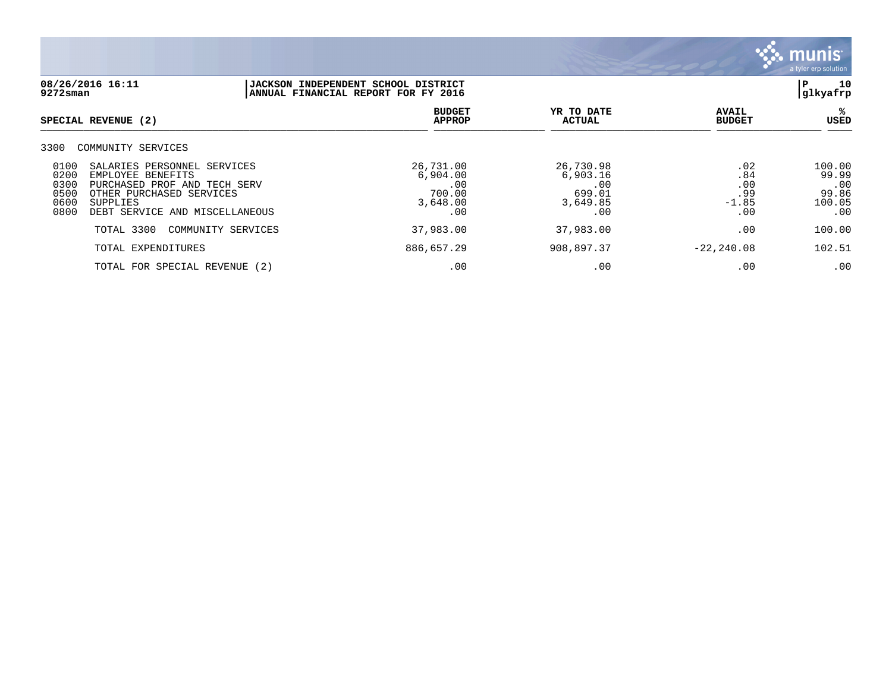**JACKSON INDEPENDENT SCHOOL DISTRICT**
**ANNUAL FINANCIAL REPORT FOR FY 2016**

08/26/2016 16:11
9272sman

glkyafrp

| SPECIAL REVENUE (2) | | BUDGET APPROP | YR TO DATE ACTUAL | AVAIL BUDGET | % USED |
|---|---|---|---|---|---|
| 3300 | COMMUNITY SERVICES | | | | |
| 0100 | SALARIES PERSONNEL SERVICES | 26,731.00 | 26,730.98 | .02 | 100.00 |
| 0200 | EMPLOYEE BENEFITS | 6,904.00 | 6,903.16 | .84 | 99.99 |
| 0300 | PURCHASED PROF AND TECH SERV | .00 | .00 | .00 | .00 |
| 0500 | OTHER PURCHASED SERVICES | 700.00 | 699.01 | .99 | 99.86 |
| 0600 | SUPPLIES | 3,648.00 | 3,649.85 | -1.85 | 100.05 |
| 0800 | DEBT SERVICE AND MISCELLANEOUS | .00 | .00 | .00 | .00 |
| | TOTAL 3300 COMMUNITY SERVICES | 37,983.00 | 37,983.00 | .00 | 100.00 |
| | TOTAL EXPENDITURES | 886,657.29 | 908,897.37 | -22,240.08 | 102.51 |
| | TOTAL FOR SPECIAL REVENUE (2) | .00 | .00 | .00 | .00 |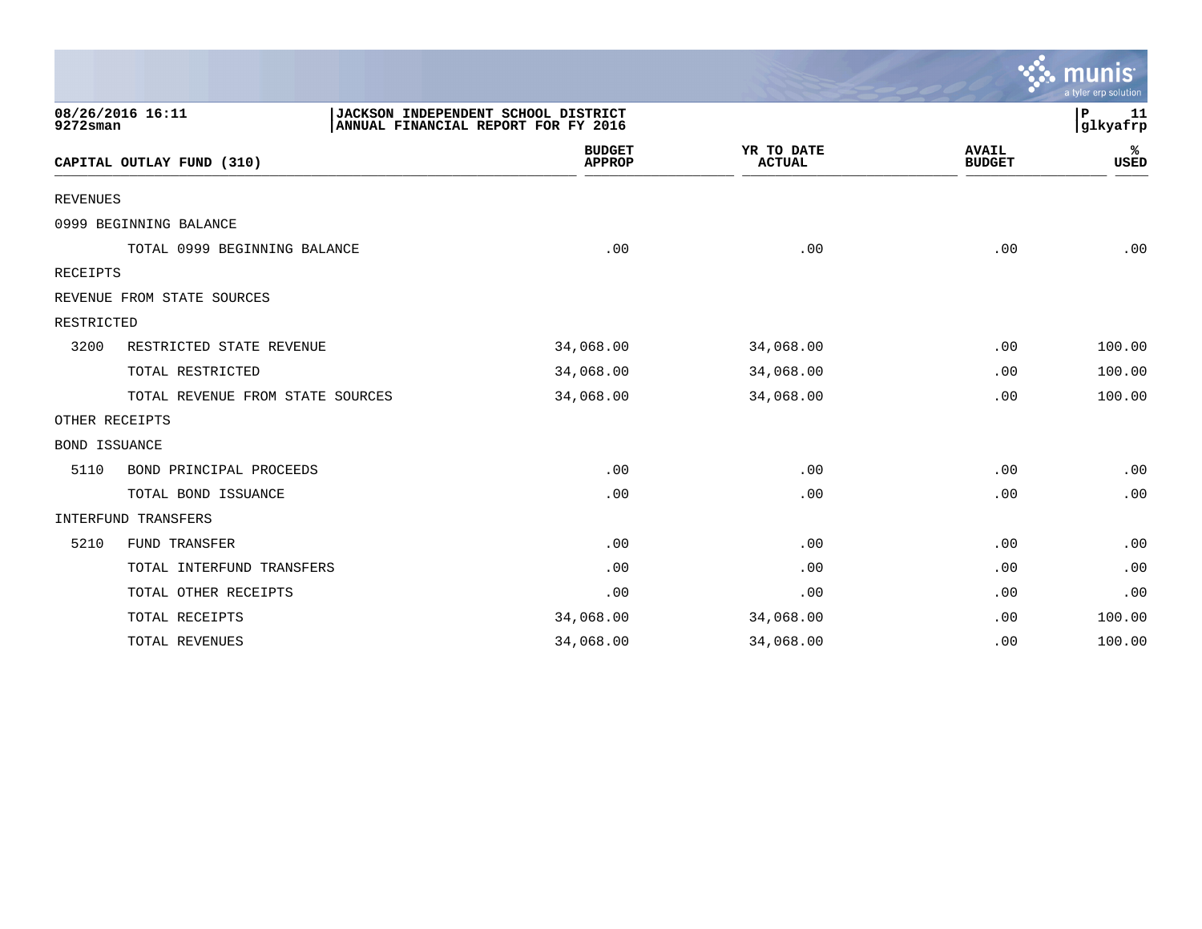JACKSON INDEPENDENT SCHOOL DISTRICT
ANNUAL FINANCIAL REPORT FOR FY 2016

| CAPITAL OUTLAY FUND (310) | | BUDGET APPROP | YR TO DATE ACTUAL | AVAIL BUDGET | % USED |
|---|---|---|---|---|---|
| REVENUES | | | | | |
| 0999 BEGINNING BALANCE | | | | | |
| | TOTAL 0999 BEGINNING BALANCE | .00 | .00 | .00 | .00 |
| RECEIPTS | | | | | |
| REVENUE FROM STATE SOURCES | | | | | |
| RESTRICTED | | | | | |
| 3200 | RESTRICTED STATE REVENUE | 34,068.00 | 34,068.00 | .00 | 100.00 |
| | TOTAL RESTRICTED | 34,068.00 | 34,068.00 | .00 | 100.00 |
| | TOTAL REVENUE FROM STATE SOURCES | 34,068.00 | 34,068.00 | .00 | 100.00 |
| OTHER RECEIPTS | | | | | |
| BOND ISSUANCE | | | | | |
| 5110 | BOND PRINCIPAL PROCEEDS | .00 | .00 | .00 | .00 |
| | TOTAL BOND ISSUANCE | .00 | .00 | .00 | .00 |
| INTERFUND TRANSFERS | | | | | |
| 5210 | FUND TRANSFER | .00 | .00 | .00 | .00 |
| | TOTAL INTERFUND TRANSFERS | .00 | .00 | .00 | .00 |
| | TOTAL OTHER RECEIPTS | .00 | .00 | .00 | .00 |
| | TOTAL RECEIPTS | 34,068.00 | 34,068.00 | .00 | 100.00 |
| | TOTAL REVENUES | 34,068.00 | 34,068.00 | .00 | 100.00 |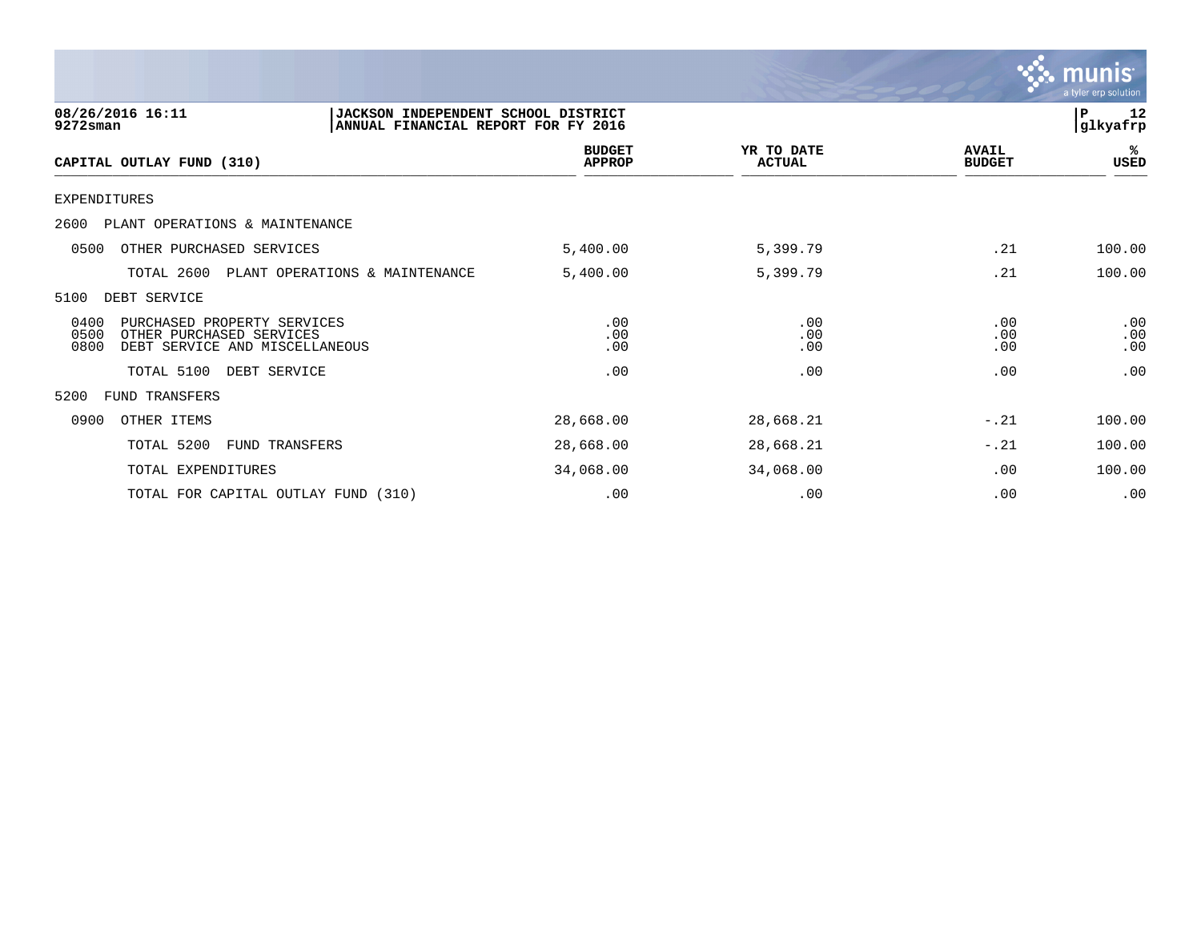**JACKSON INDEPENDENT SCHOOL DISTRICT**
**ANNUAL FINANCIAL REPORT FOR FY 2016**

08/26/2016 16:11
9272sman

| CAPITAL OUTLAY FUND (310) | BUDGET APPROP | YR TO DATE ACTUAL | AVAIL BUDGET | % USED |
|---|---|---|---|---|
| EXPENDITURES | | | | |
| 2600 PLANT OPERATIONS & MAINTENANCE | | | | |
| 0500 OTHER PURCHASED SERVICES | 5,400.00 | 5,399.79 | .21 | 100.00 |
| TOTAL 2600 PLANT OPERATIONS & MAINTENANCE | 5,400.00 | 5,399.79 | .21 | 100.00 |
| 5100 DEBT SERVICE | | | | |
| 0400 PURCHASED PROPERTY SERVICES | .00 | .00 | .00 | .00 |
| 0500 OTHER PURCHASED SERVICES | .00 | .00 | .00 | .00 |
| 0800 DEBT SERVICE AND MISCELLANEOUS | .00 | .00 | .00 | .00 |
| TOTAL 5100 DEBT SERVICE | .00 | .00 | .00 | .00 |
| 5200 FUND TRANSFERS | | | | |
| 0900 OTHER ITEMS | 28,668.00 | 28,668.21 | -.21 | 100.00 |
| TOTAL 5200 FUND TRANSFERS | 28,668.00 | 28,668.21 | -.21 | 100.00 |
| TOTAL EXPENDITURES | 34,068.00 | 34,068.00 | .00 | 100.00 |
| TOTAL FOR CAPITAL OUTLAY FUND (310) | .00 | .00 | .00 | .00 |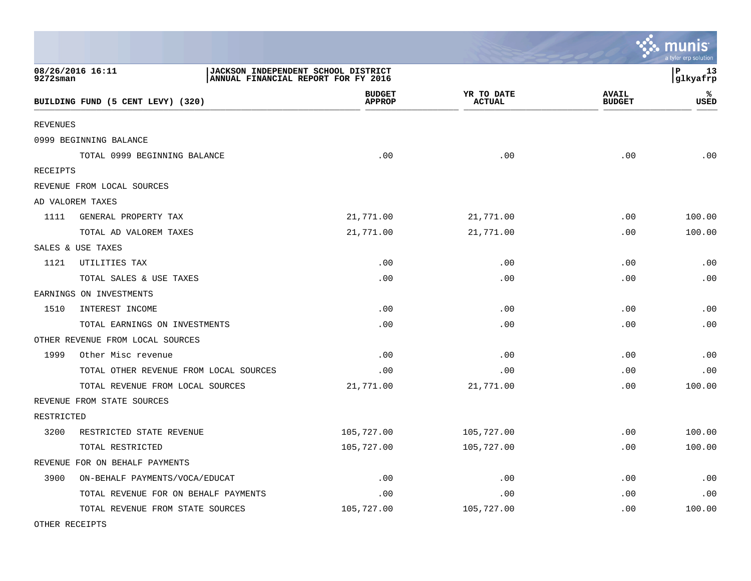**JACKSON INDEPENDENT SCHOOL DISTRICT**
**ANNUAL FINANCIAL REPORT FOR FY 2016**

08/26/2016 16:11
9272sman

glkyafrp

| BUILDING FUND (5 CENT LEVY) (320) | | BUDGET APPROP | YR TO DATE ACTUAL | AVAIL BUDGET | % USED |
|---|---|---|---|---|---|
| REVENUES | | | | | |
| 0999 BEGINNING BALANCE | | | | | |
| | TOTAL 0999 BEGINNING BALANCE | .00 | .00 | .00 | .00 |
| RECEIPTS | | | | | |
| REVENUE FROM LOCAL SOURCES | | | | | |
| AD VALOREM TAXES | | | | | |
| 1111 | GENERAL PROPERTY TAX | 21,771.00 | 21,771.00 | .00 | 100.00 |
| | TOTAL AD VALOREM TAXES | 21,771.00 | 21,771.00 | .00 | 100.00 |
| SALES & USE TAXES | | | | | |
| 1121 | UTILITIES TAX | .00 | .00 | .00 | .00 |
| | TOTAL SALES & USE TAXES | .00 | .00 | .00 | .00 |
| EARNINGS ON INVESTMENTS | | | | | |
| 1510 | INTEREST INCOME | .00 | .00 | .00 | .00 |
| | TOTAL EARNINGS ON INVESTMENTS | .00 | .00 | .00 | .00 |
| OTHER REVENUE FROM LOCAL SOURCES | | | | | |
| 1999 | Other Misc revenue | .00 | .00 | .00 | .00 |
| | TOTAL OTHER REVENUE FROM LOCAL SOURCES | .00 | .00 | .00 | .00 |
| | TOTAL REVENUE FROM LOCAL SOURCES | 21,771.00 | 21,771.00 | .00 | 100.00 |
| REVENUE FROM STATE SOURCES | | | | | |
| RESTRICTED | | | | | |
| 3200 | RESTRICTED STATE REVENUE | 105,727.00 | 105,727.00 | .00 | 100.00 |
| | TOTAL RESTRICTED | 105,727.00 | 105,727.00 | .00 | 100.00 |
| REVENUE FOR ON BEHALF PAYMENTS | | | | | |
| 3900 | ON-BEHALF PAYMENTS/VOCA/EDUCAT | .00 | .00 | .00 | .00 |
| | TOTAL REVENUE FOR ON BEHALF PAYMENTS | .00 | .00 | .00 | .00 |
| | TOTAL REVENUE FROM STATE SOURCES | 105,727.00 | 105,727.00 | .00 | 100.00 |
| OTHER RECEIPTS | | | | | |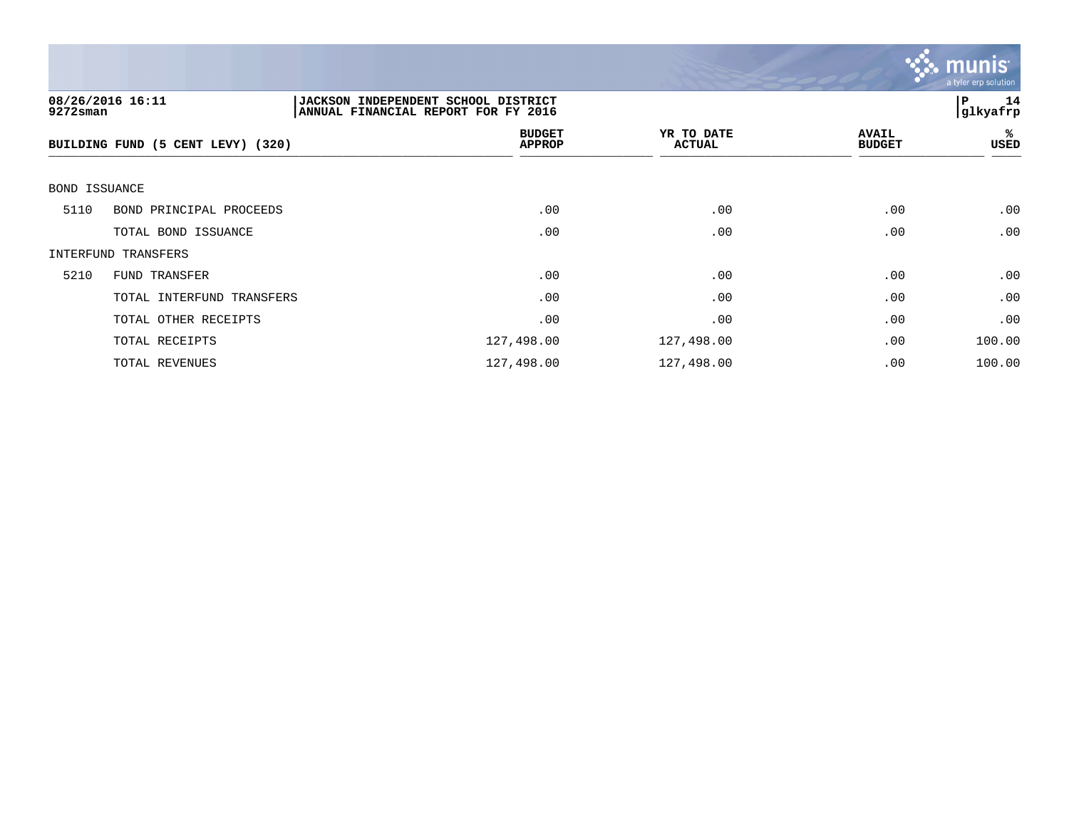JACKSON INDEPENDENT SCHOOL DISTRICT
ANNUAL FINANCIAL REPORT FOR FY 2016

08/26/2016 16:11
9272sman

P 14
glkyafrp

| BUILDING FUND (5 CENT LEVY) (320) | | BUDGET APPROP | YR TO DATE ACTUAL | AVAIL BUDGET | % USED |
|---|---|---|---|---|---|
| BOND ISSUANCE | | | | | |
| 5110 | BOND PRINCIPAL PROCEEDS | .00 | .00 | .00 | .00 |
| | TOTAL BOND ISSUANCE | .00 | .00 | .00 | .00 |
| INTERFUND TRANSFERS | | | | | |
| 5210 | FUND TRANSFER | .00 | .00 | .00 | .00 |
| | TOTAL INTERFUND TRANSFERS | .00 | .00 | .00 | .00 |
| | TOTAL OTHER RECEIPTS | .00 | .00 | .00 | .00 |
| | TOTAL RECEIPTS | 127,498.00 | 127,498.00 | .00 | 100.00 |
| | TOTAL REVENUES | 127,498.00 | 127,498.00 | .00 | 100.00 |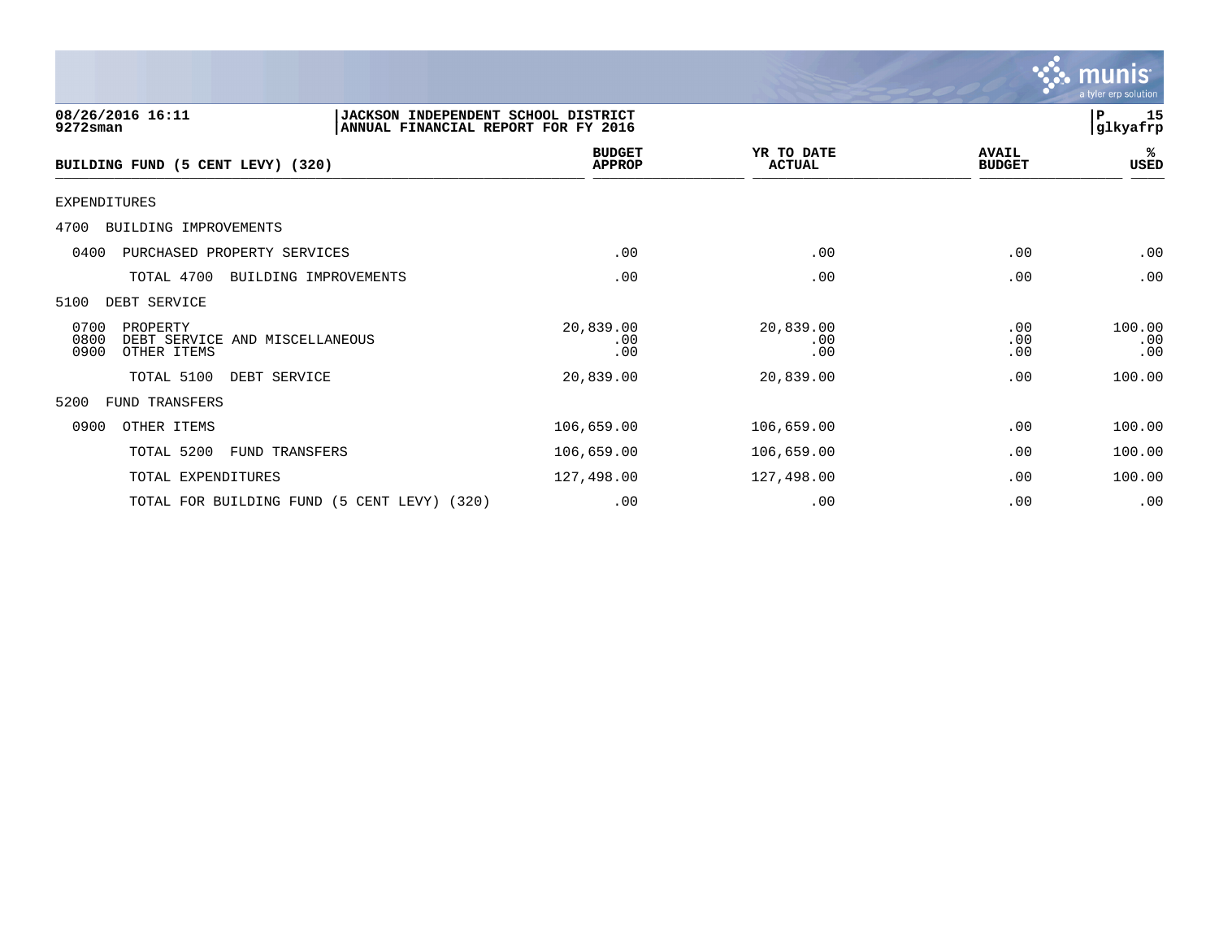08/26/2016 16:11
9272sman

JACKSON INDEPENDENT SCHOOL DISTRICT
ANNUAL FINANCIAL REPORT FOR FY 2016

glkyafrp

| BUILDING FUND (5 CENT LEVY) (320) | BUDGET APPROP | YR TO DATE ACTUAL | AVAIL BUDGET | % USED |
|---|---|---|---|---|
| EXPENDITURES | | | | |
| 4700 BUILDING IMPROVEMENTS | | | | |
| 0400 PURCHASED PROPERTY SERVICES | .00 | .00 | .00 | .00 |
| TOTAL 4700 BUILDING IMPROVEMENTS | .00 | .00 | .00 | .00 |
| 5100 DEBT SERVICE | | | | |
| 0700 PROPERTY | 20,839.00 | 20,839.00 | .00 | 100.00 |
| 0800 DEBT SERVICE AND MISCELLANEOUS | .00 | .00 | .00 | .00 |
| 0900 OTHER ITEMS | .00 | .00 | .00 | .00 |
| TOTAL 5100 DEBT SERVICE | 20,839.00 | 20,839.00 | .00 | 100.00 |
| 5200 FUND TRANSFERS | | | | |
| 0900 OTHER ITEMS | 106,659.00 | 106,659.00 | .00 | 100.00 |
| TOTAL 5200 FUND TRANSFERS | 106,659.00 | 106,659.00 | .00 | 100.00 |
| TOTAL EXPENDITURES | 127,498.00 | 127,498.00 | .00 | 100.00 |
| TOTAL FOR BUILDING FUND (5 CENT LEVY) (320) | .00 | .00 | .00 | .00 |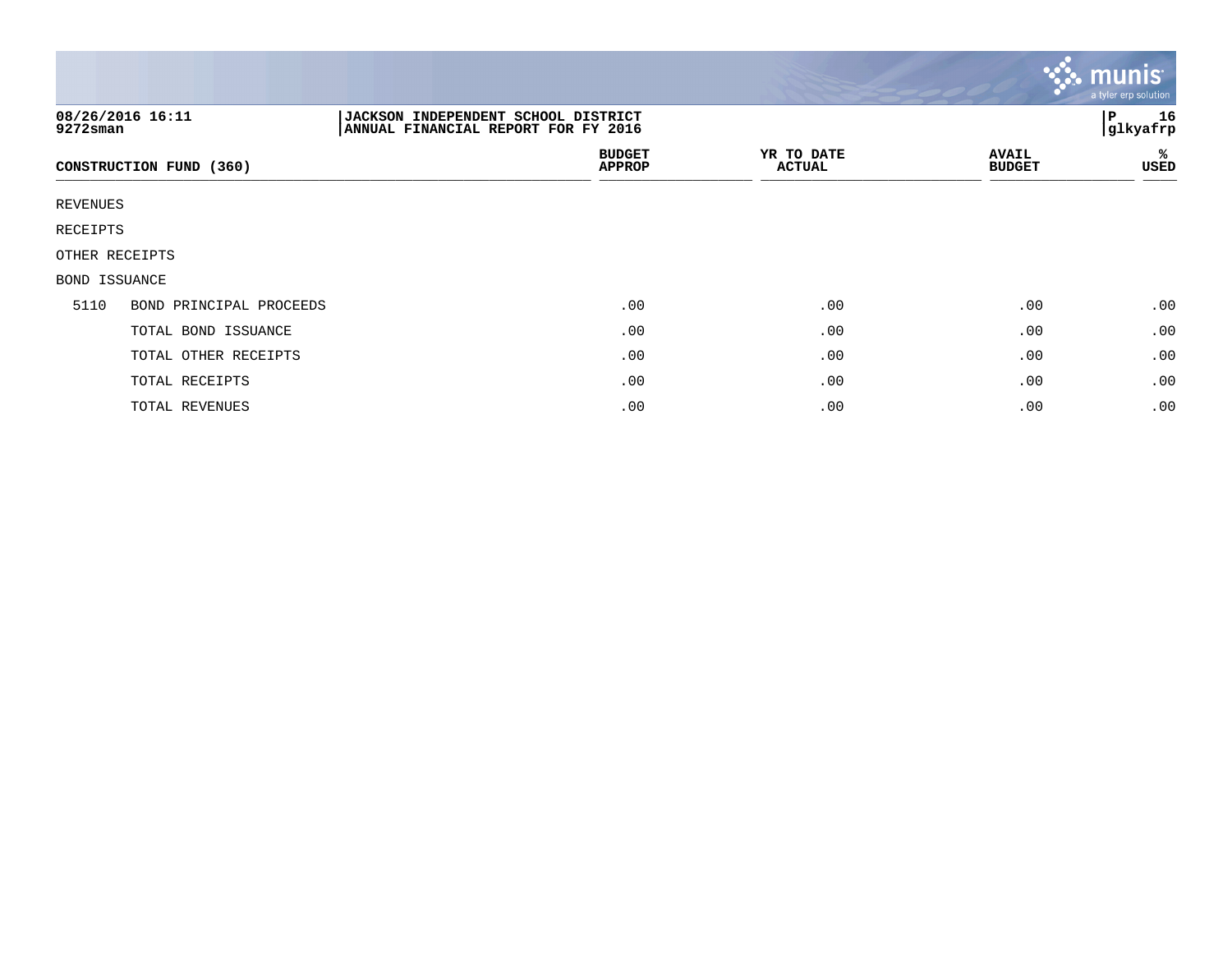08/26/2016 16:11
9272sman

JACKSON INDEPENDENT SCHOOL DISTRICT
ANNUAL FINANCIAL REPORT FOR FY 2016

P 16
glkyafrp

| CONSTRUCTION FUND (360) | | BUDGET APPROP | YR TO DATE ACTUAL | AVAIL BUDGET | % USED |
|---|---|---|---|---|---|
| REVENUES | | | | | |
| RECEIPTS | | | | | |
| OTHER RECEIPTS | | | | | |
| BOND ISSUANCE | | | | | |
| 5110 | BOND PRINCIPAL PROCEEDS | .00 | .00 | .00 | .00 |
| | TOTAL BOND ISSUANCE | .00 | .00 | .00 | .00 |
| | TOTAL OTHER RECEIPTS | .00 | .00 | .00 | .00 |
| | TOTAL RECEIPTS | .00 | .00 | .00 | .00 |
| | TOTAL REVENUES | .00 | .00 | .00 | .00 |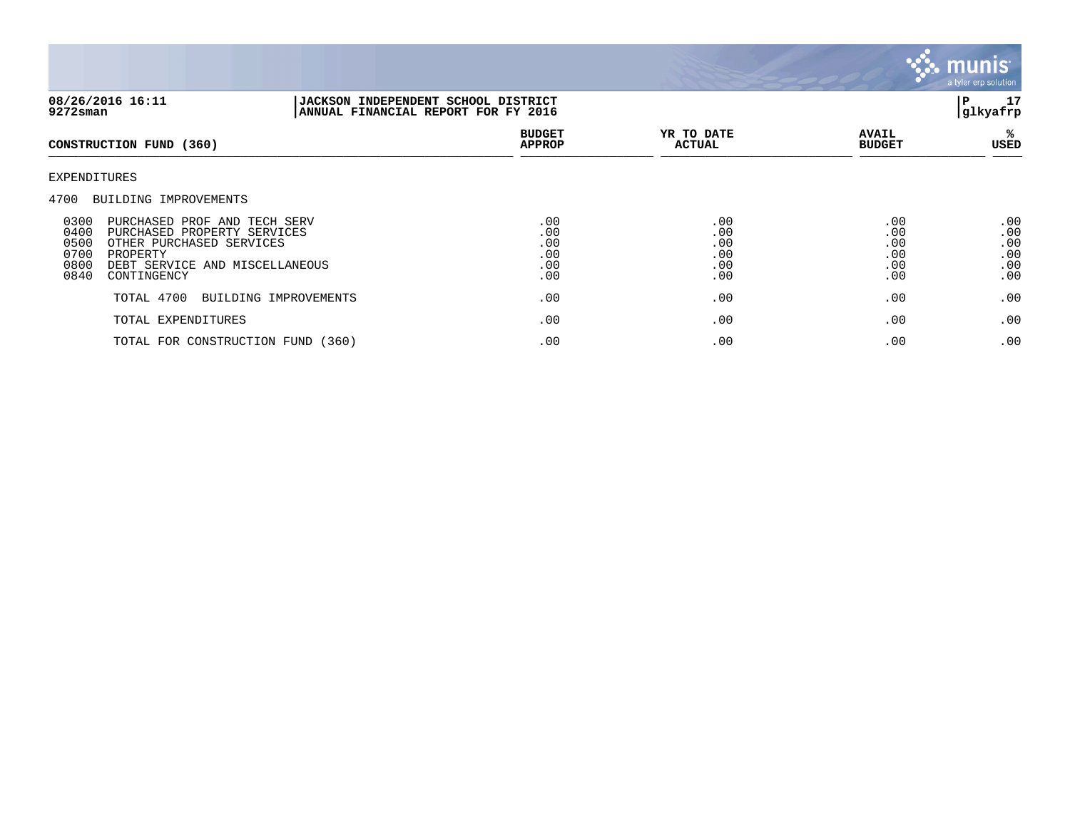**JACKSON INDEPENDENT SCHOOL DISTRICT**
**ANNUAL FINANCIAL REPORT FOR FY 2016**

08/26/2016 16:11
9272sman

glkyafrp

| CONSTRUCTION FUND (360) | BUDGET APPROP | YR TO DATE ACTUAL | AVAIL BUDGET | % USED |
|---|---|---|---|---|
| EXPENDITURES | | | | |
| 4700 BUILDING IMPROVEMENTS | | | | |
| 0300 PURCHASED PROF AND TECH SERV | .00 | .00 | .00 | .00 |
| 0400 PURCHASED PROPERTY SERVICES | .00 | .00 | .00 | .00 |
| 0500 OTHER PURCHASED SERVICES | .00 | .00 | .00 | .00 |
| 0700 PROPERTY | .00 | .00 | .00 | .00 |
| 0800 DEBT SERVICE AND MISCELLANEOUS | .00 | .00 | .00 | .00 |
| 0840 CONTINGENCY | .00 | .00 | .00 | .00 |
| TOTAL 4700 BUILDING IMPROVEMENTS | .00 | .00 | .00 | .00 |
| TOTAL EXPENDITURES | .00 | .00 | .00 | .00 |
| TOTAL FOR CONSTRUCTION FUND (360) | .00 | .00 | .00 | .00 |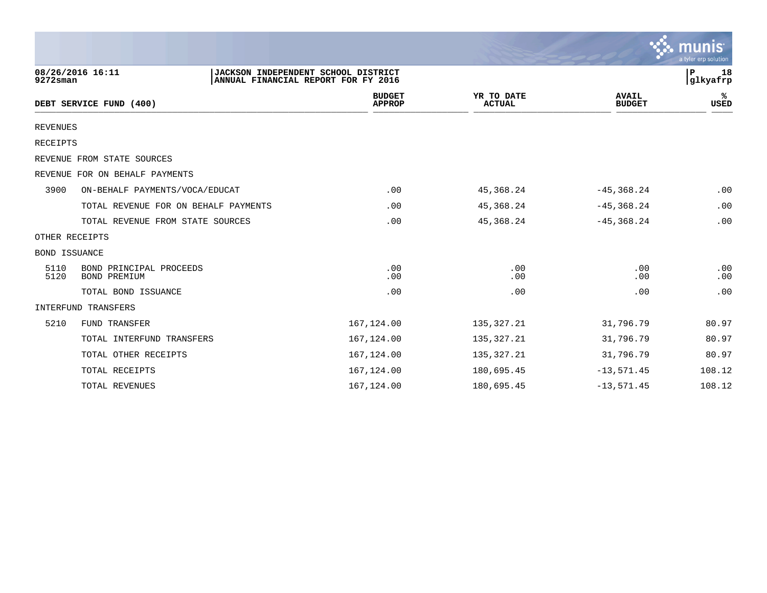08/26/2016 16:11 | JACKSON INDEPENDENT SCHOOL DISTRICT | P 18
9272sman | ANNUAL FINANCIAL REPORT FOR FY 2016 | glkyafrp

| DEBT SERVICE FUND (400) | | BUDGET APPROP | YR TO DATE ACTUAL | AVAIL BUDGET | % USED |
|---|---|---|---|---|---|
| REVENUES | | | | | |
| RECEIPTS | | | | | |
| REVENUE FROM STATE SOURCES | | | | | |
| REVENUE FOR ON BEHALF PAYMENTS | | | | | |
| 3900 | ON-BEHALF PAYMENTS/VOCA/EDUCAT | .00 | 45,368.24 | -45,368.24 | .00 |
| | TOTAL REVENUE FOR ON BEHALF PAYMENTS | .00 | 45,368.24 | -45,368.24 | .00 |
| | TOTAL REVENUE FROM STATE SOURCES | .00 | 45,368.24 | -45,368.24 | .00 |
| OTHER RECEIPTS | | | | | |
| BOND ISSUANCE | | | | | |
| 5110 | BOND PRINCIPAL PROCEEDS | .00 | .00 | .00 | .00 |
| 5120 | BOND PREMIUM | .00 | .00 | .00 | .00 |
| | TOTAL BOND ISSUANCE | .00 | .00 | .00 | .00 |
| INTERFUND TRANSFERS | | | | | |
| 5210 | FUND TRANSFER | 167,124.00 | 135,327.21 | 31,796.79 | 80.97 |
| | TOTAL INTERFUND TRANSFERS | 167,124.00 | 135,327.21 | 31,796.79 | 80.97 |
| | TOTAL OTHER RECEIPTS | 167,124.00 | 135,327.21 | 31,796.79 | 80.97 |
| | TOTAL RECEIPTS | 167,124.00 | 180,695.45 | -13,571.45 | 108.12 |
| | TOTAL REVENUES | 167,124.00 | 180,695.45 | -13,571.45 | 108.12 |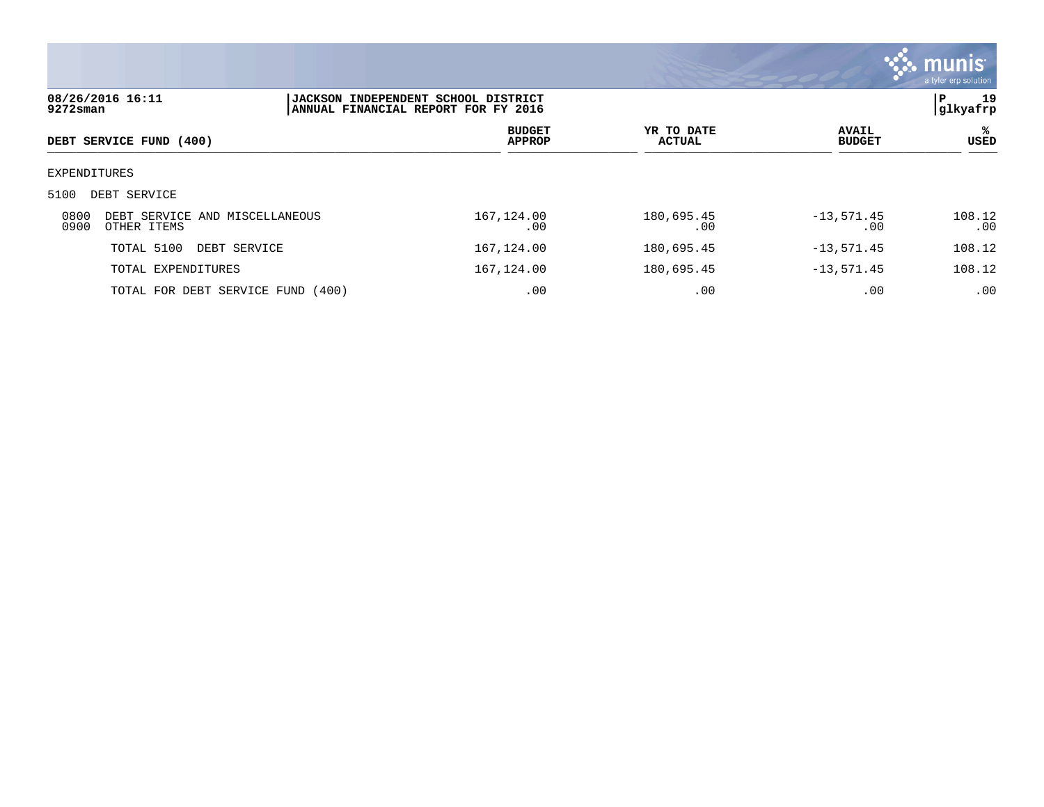**JACKSON INDEPENDENT SCHOOL DISTRICT**
**ANNUAL FINANCIAL REPORT FOR FY 2016**

08/26/2016 16:11
9272sman

| DEBT SERVICE FUND (400) | BUDGET APPROP | YR TO DATE ACTUAL | AVAIL BUDGET | % USED |
|---|---|---|---|---|
| EXPENDITURES | | | | |
| 5100 DEBT SERVICE | | | | |
| 0800 DEBT SERVICE AND MISCELLANEOUS | 167,124.00 | 180,695.45 | -13,571.45 | 108.12 |
| 0900 OTHER ITEMS | .00 | .00 | .00 | .00 |
| TOTAL 5100 DEBT SERVICE | 167,124.00 | 180,695.45 | -13,571.45 | 108.12 |
| TOTAL EXPENDITURES | 167,124.00 | 180,695.45 | -13,571.45 | 108.12 |
| TOTAL FOR DEBT SERVICE FUND (400) | .00 | .00 | .00 | .00 |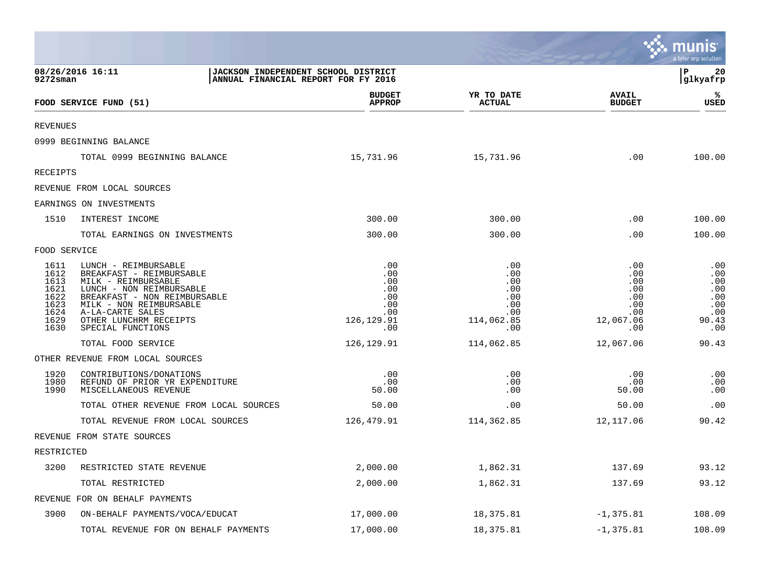08/26/2016 16:11
9272sman

**JACKSON INDEPENDENT SCHOOL DISTRICT**
**ANNUAL FINANCIAL REPORT FOR FY 2016**

P 20
glkyafrp

| FOOD SERVICE FUND (51) | | BUDGET APPROP | YR TO DATE ACTUAL | AVAIL BUDGET | % USED |
|---|---|---|---|---|---|
| REVENUES | | | | | |
| 0999 BEGINNING BALANCE | | | | | |
| | TOTAL 0999 BEGINNING BALANCE | 15,731.96 | 15,731.96 | .00 | 100.00 |
| RECEIPTS | | | | | |
| REVENUE FROM LOCAL SOURCES | | | | | |
| EARNINGS ON INVESTMENTS | | | | | |
| 1510 | INTEREST INCOME | 300.00 | 300.00 | .00 | 100.00 |
| | TOTAL EARNINGS ON INVESTMENTS | 300.00 | 300.00 | .00 | 100.00 |
| FOOD SERVICE | | | | | |
| 1611 | LUNCH - REIMBURSABLE | .00 | .00 | .00 | .00 |
| 1612 | BREAKFAST - REIMBURSABLE | .00 | .00 | .00 | .00 |
| 1613 | MILK - REIMBURSABLE | .00 | .00 | .00 | .00 |
| 1621 | LUNCH - NON REIMBURSABLE | .00 | .00 | .00 | .00 |
| 1622 | BREAKFAST - NON REIMBURSABLE | .00 | .00 | .00 | .00 |
| 1623 | MILK - NON REIMBURSABLE | .00 | .00 | .00 | .00 |
| 1624 | A-LA-CARTE SALES | .00 | .00 | .00 | .00 |
| 1629 | OTHER LUNCHRM RECEIPTS | 126,129.91 | 114,062.85 | 12,067.06 | 90.43 |
| 1630 | SPECIAL FUNCTIONS | .00 | .00 | .00 | .00 |
| | TOTAL FOOD SERVICE | 126,129.91 | 114,062.85 | 12,067.06 | 90.43 |
| OTHER REVENUE FROM LOCAL SOURCES | | | | | |
| 1920 | CONTRIBUTIONS/DONATIONS | .00 | .00 | .00 | .00 |
| 1980 | REFUND OF PRIOR YR EXPENDITURE | .00 | .00 | .00 | .00 |
| 1990 | MISCELLANEOUS REVENUE | 50.00 | .00 | 50.00 | .00 |
| | TOTAL OTHER REVENUE FROM LOCAL SOURCES | 50.00 | .00 | 50.00 | .00 |
| | TOTAL REVENUE FROM LOCAL SOURCES | 126,479.91 | 114,362.85 | 12,117.06 | 90.42 |
| REVENUE FROM STATE SOURCES | | | | | |
| RESTRICTED | | | | | |
| 3200 | RESTRICTED STATE REVENUE | 2,000.00 | 1,862.31 | 137.69 | 93.12 |
| | TOTAL RESTRICTED | 2,000.00 | 1,862.31 | 137.69 | 93.12 |
| REVENUE FOR ON BEHALF PAYMENTS | | | | | |
| 3900 | ON-BEHALF PAYMENTS/VOCA/EDUCAT | 17,000.00 | 18,375.81 | -1,375.81 | 108.09 |
| | TOTAL REVENUE FOR ON BEHALF PAYMENTS | 17,000.00 | 18,375.81 | -1,375.81 | 108.09 |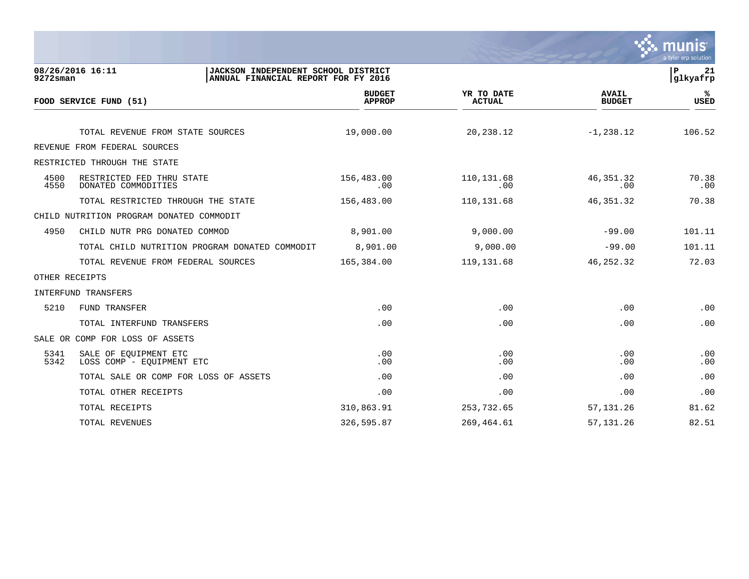**JACKSON INDEPENDENT SCHOOL DISTRICT**
**ANNUAL FINANCIAL REPORT FOR FY 2016**

08/26/2016 16:11
9272sman

glkyafrp

| FOOD SERVICE FUND (51) | | BUDGET APPROP | YR TO DATE ACTUAL | AVAIL BUDGET | % USED |
|---|---|---|---|---|---|
| | TOTAL REVENUE FROM STATE SOURCES | 19,000.00 | 20,238.12 | -1,238.12 | 106.52 |
| REVENUE FROM FEDERAL SOURCES | | | | | |
| RESTRICTED THROUGH THE STATE | | | | | |
| 4500 | RESTRICTED FED THRU STATE | 156,483.00 | 110,131.68 | 46,351.32 | 70.38 |
| 4550 | DONATED COMMODITIES | .00 | .00 | .00 | .00 |
| | TOTAL RESTRICTED THROUGH THE STATE | 156,483.00 | 110,131.68 | 46,351.32 | 70.38 |
| CHILD NUTRITION PROGRAM DONATED COMMODIT | | | | | |
| 4950 | CHILD NUTR PRG DONATED COMMOD | 8,901.00 | 9,000.00 | -99.00 | 101.11 |
| | TOTAL CHILD NUTRITION PROGRAM DONATED COMMODIT | 8,901.00 | 9,000.00 | -99.00 | 101.11 |
| | TOTAL REVENUE FROM FEDERAL SOURCES | 165,384.00 | 119,131.68 | 46,252.32 | 72.03 |
| OTHER RECEIPTS | | | | | |
| INTERFUND TRANSFERS | | | | | |
| 5210 | FUND TRANSFER | .00 | .00 | .00 | .00 |
| | TOTAL INTERFUND TRANSFERS | .00 | .00 | .00 | .00 |
| SALE OR COMP FOR LOSS OF ASSETS | | | | | |
| 5341 | SALE OF EQUIPMENT ETC | .00 | .00 | .00 | .00 |
| 5342 | LOSS COMP - EQUIPMENT ETC | .00 | .00 | .00 | .00 |
| | TOTAL SALE OR COMP FOR LOSS OF ASSETS | .00 | .00 | .00 | .00 |
| | TOTAL OTHER RECEIPTS | .00 | .00 | .00 | .00 |
| | TOTAL RECEIPTS | 310,863.91 | 253,732.65 | 57,131.26 | 81.62 |
| | TOTAL REVENUES | 326,595.87 | 269,464.61 | 57,131.26 | 82.51 |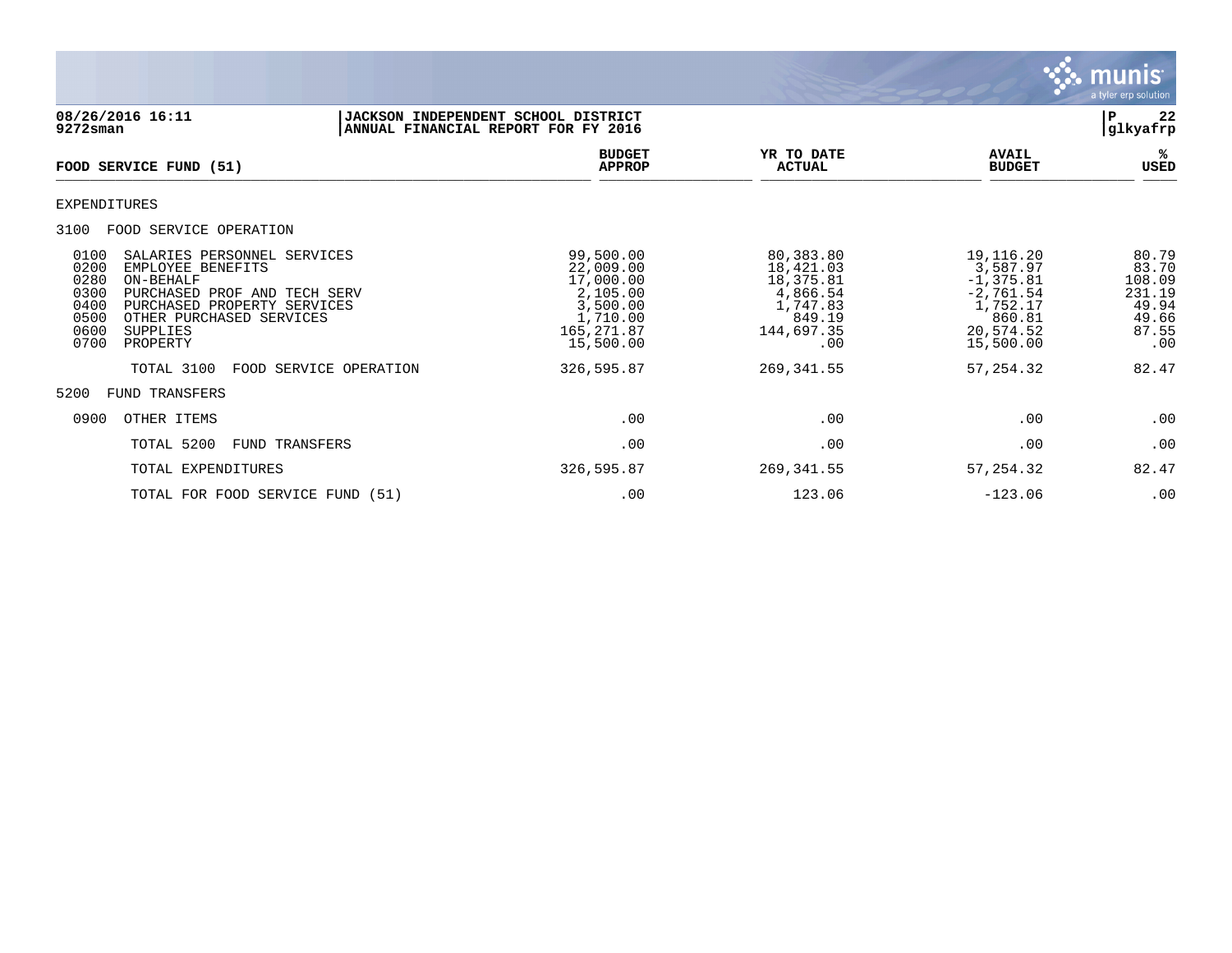08/26/2016 16:11 | JACKSON INDEPENDENT SCHOOL DISTRICT
9272sman | ANNUAL FINANCIAL REPORT FOR FY 2016

| FOOD SERVICE FUND (51) | BUDGET APPROP | YR TO DATE ACTUAL | AVAIL BUDGET | % USED |
|---|---|---|---|---|
| EXPENDITURES | | | | |
| 3100 FOOD SERVICE OPERATION | | | | |
| 0100 SALARIES PERSONNEL SERVICES | 99,500.00 | 80,383.80 | 19,116.20 | 80.79 |
| 0200 EMPLOYEE BENEFITS | 22,009.00 | 18,421.03 | 3,587.97 | 83.70 |
| 0280 ON-BEHALF | 17,000.00 | 18,375.81 | -1,375.81 | 108.09 |
| 0300 PURCHASED PROF AND TECH SERV | 2,105.00 | 4,866.54 | -2,761.54 | 231.19 |
| 0400 PURCHASED PROPERTY SERVICES | 3,500.00 | 1,747.83 | 1,752.17 | 49.94 |
| 0500 OTHER PURCHASED SERVICES | 1,710.00 | 849.19 | 860.81 | 49.66 |
| 0600 SUPPLIES | 165,271.87 | 144,697.35 | 20,574.52 | 87.55 |
| 0700 PROPERTY | 15,500.00 | .00 | 15,500.00 | .00 |
| TOTAL 3100 FOOD SERVICE OPERATION | 326,595.87 | 269,341.55 | 57,254.32 | 82.47 |
| 5200 FUND TRANSFERS | | | | |
| 0900 OTHER ITEMS | .00 | .00 | .00 | .00 |
| TOTAL 5200 FUND TRANSFERS | .00 | .00 | .00 | .00 |
| TOTAL EXPENDITURES | 326,595.87 | 269,341.55 | 57,254.32 | 82.47 |
| TOTAL FOR FOOD SERVICE FUND (51) | .00 | 123.06 | -123.06 | .00 |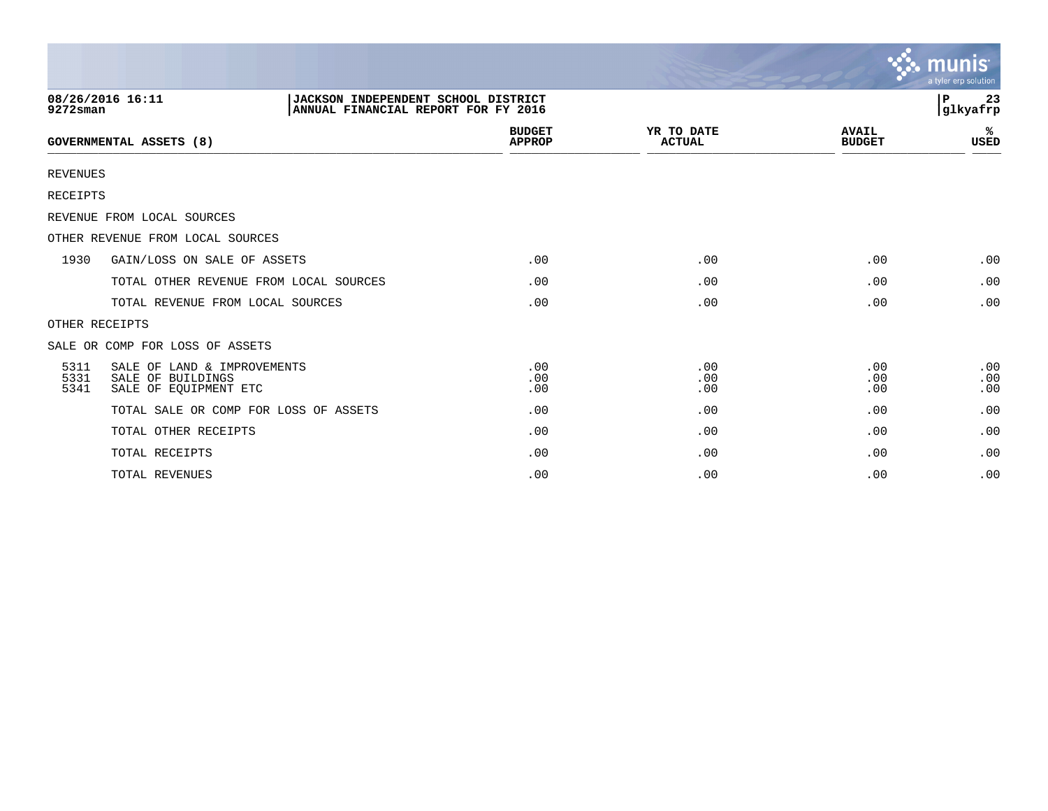**08/26/2016 16:11**
**9272sman**

**JACKSON INDEPENDENT SCHOOL DISTRICT**
**ANNUAL FINANCIAL REPORT FOR FY 2016**

**P 23**
**glkyafrp**

| GOVERNMENTAL ASSETS (8) | | BUDGET APPROP | YR TO DATE ACTUAL | AVAIL BUDGET | % USED |
|---|---|---|---|---|---|
| REVENUES | | | | | |
| RECEIPTS | | | | | |
| REVENUE FROM LOCAL SOURCES | | | | | |
| OTHER REVENUE FROM LOCAL SOURCES | | | | | |
| 1930 | GAIN/LOSS ON SALE OF ASSETS | .00 | .00 | .00 | .00 |
| | TOTAL OTHER REVENUE FROM LOCAL SOURCES | .00 | .00 | .00 | .00 |
| | TOTAL REVENUE FROM LOCAL SOURCES | .00 | .00 | .00 | .00 |
| OTHER RECEIPTS | | | | | |
| SALE OR COMP FOR LOSS OF ASSETS | | | | | |
| 5311 | SALE OF LAND & IMPROVEMENTS | .00 | .00 | .00 | .00 |
| 5331 | SALE OF BUILDINGS | .00 | .00 | .00 | .00 |
| 5341 | SALE OF EQUIPMENT ETC | .00 | .00 | .00 | .00 |
| | TOTAL SALE OR COMP FOR LOSS OF ASSETS | .00 | .00 | .00 | .00 |
| | TOTAL OTHER RECEIPTS | .00 | .00 | .00 | .00 |
| | TOTAL RECEIPTS | .00 | .00 | .00 | .00 |
| | TOTAL REVENUES | .00 | .00 | .00 | .00 |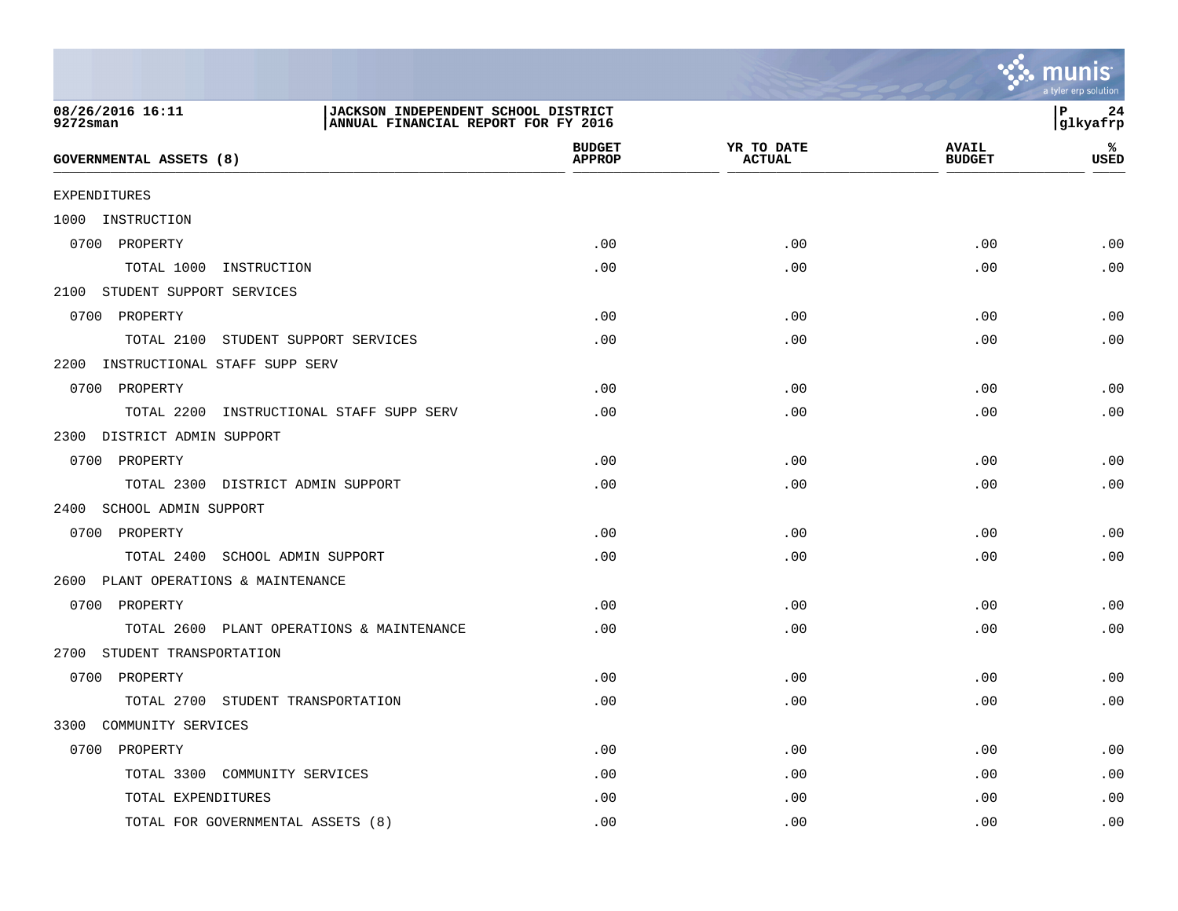| GOVERNMENTAL ASSETS (8) | BUDGET APPROP | YR TO DATE ACTUAL | AVAIL BUDGET | % USED |
|---|---|---|---|---|
| EXPENDITURES | | | | |
| 1000 INSTRUCTION | | | | |
| 0700 PROPERTY | .00 | .00 | .00 | .00 |
| TOTAL 1000 INSTRUCTION | .00 | .00 | .00 | .00 |
| 2100 STUDENT SUPPORT SERVICES | | | | |
| 0700 PROPERTY | .00 | .00 | .00 | .00 |
| TOTAL 2100 STUDENT SUPPORT SERVICES | .00 | .00 | .00 | .00 |
| 2200 INSTRUCTIONAL STAFF SUPP SERV | | | | |
| 0700 PROPERTY | .00 | .00 | .00 | .00 |
| TOTAL 2200 INSTRUCTIONAL STAFF SUPP SERV | .00 | .00 | .00 | .00 |
| 2300 DISTRICT ADMIN SUPPORT | | | | |
| 0700 PROPERTY | .00 | .00 | .00 | .00 |
| TOTAL 2300 DISTRICT ADMIN SUPPORT | .00 | .00 | .00 | .00 |
| 2400 SCHOOL ADMIN SUPPORT | | | | |
| 0700 PROPERTY | .00 | .00 | .00 | .00 |
| TOTAL 2400 SCHOOL ADMIN SUPPORT | .00 | .00 | .00 | .00 |
| 2600 PLANT OPERATIONS & MAINTENANCE | | | | |
| 0700 PROPERTY | .00 | .00 | .00 | .00 |
| TOTAL 2600 PLANT OPERATIONS & MAINTENANCE | .00 | .00 | .00 | .00 |
| 2700 STUDENT TRANSPORTATION | | | | |
| 0700 PROPERTY | .00 | .00 | .00 | .00 |
| TOTAL 2700 STUDENT TRANSPORTATION | .00 | .00 | .00 | .00 |
| 3300 COMMUNITY SERVICES | | | | |
| 0700 PROPERTY | .00 | .00 | .00 | .00 |
| TOTAL 3300 COMMUNITY SERVICES | .00 | .00 | .00 | .00 |
| TOTAL EXPENDITURES | .00 | .00 | .00 | .00 |
| TOTAL FOR GOVERNMENTAL ASSETS (8) | .00 | .00 | .00 | .00 |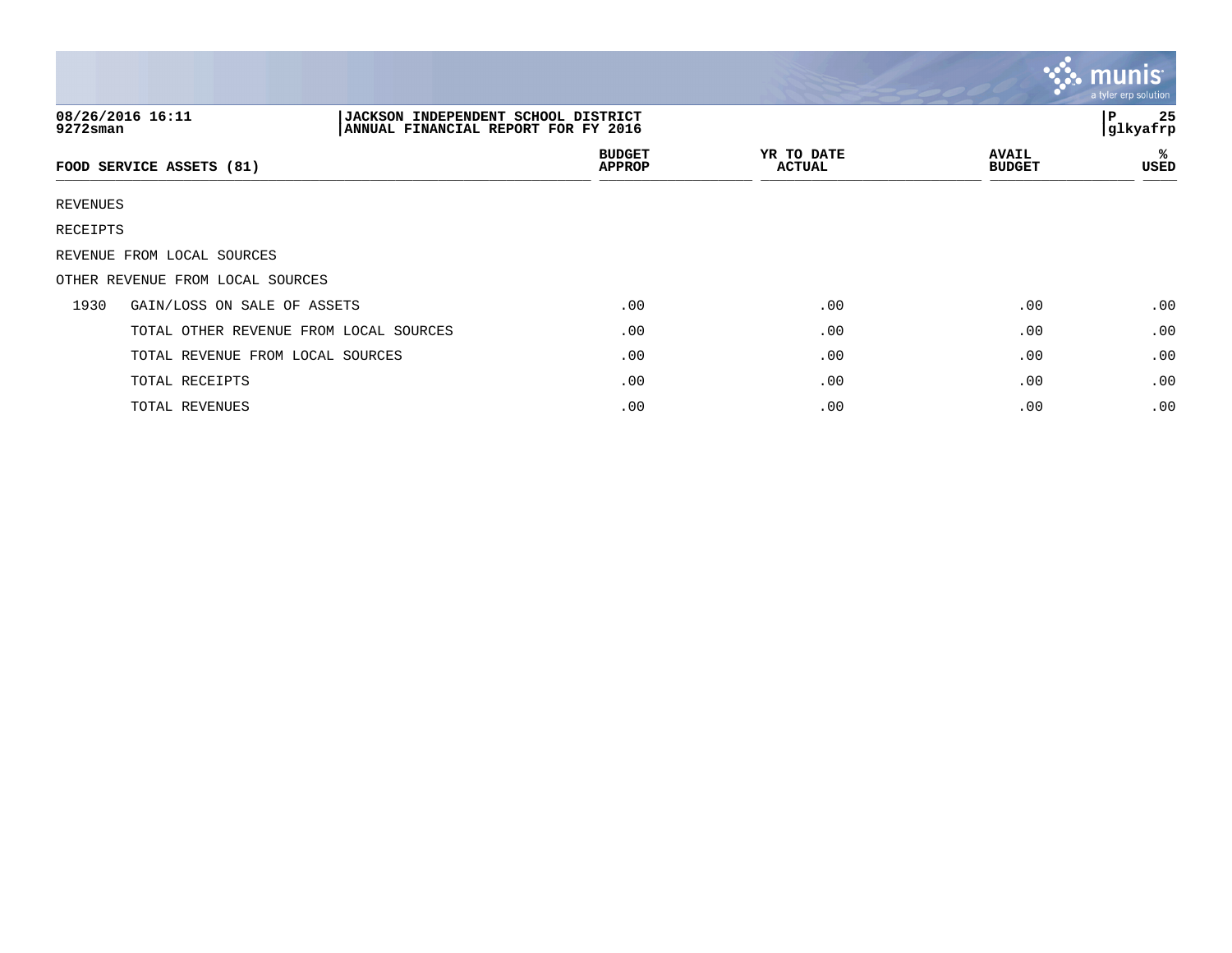08/26/2016 16:11
9272sman

JACKSON INDEPENDENT SCHOOL DISTRICT
ANNUAL FINANCIAL REPORT FOR FY 2016

glkyafrp

| FOOD SERVICE ASSETS (81) | | BUDGET APPROP | YR TO DATE ACTUAL | AVAIL BUDGET | % USED |
|---|---|---|---|---|---|
| REVENUES | | | | | |
| RECEIPTS | | | | | |
| REVENUE FROM LOCAL SOURCES | | | | | |
| OTHER REVENUE FROM LOCAL SOURCES | | | | | |
| 1930 | GAIN/LOSS ON SALE OF ASSETS | .00 | .00 | .00 | .00 |
| | TOTAL OTHER REVENUE FROM LOCAL SOURCES | .00 | .00 | .00 | .00 |
| | TOTAL REVENUE FROM LOCAL SOURCES | .00 | .00 | .00 | .00 |
| | TOTAL RECEIPTS | .00 | .00 | .00 | .00 |
| | TOTAL REVENUES | .00 | .00 | .00 | .00 |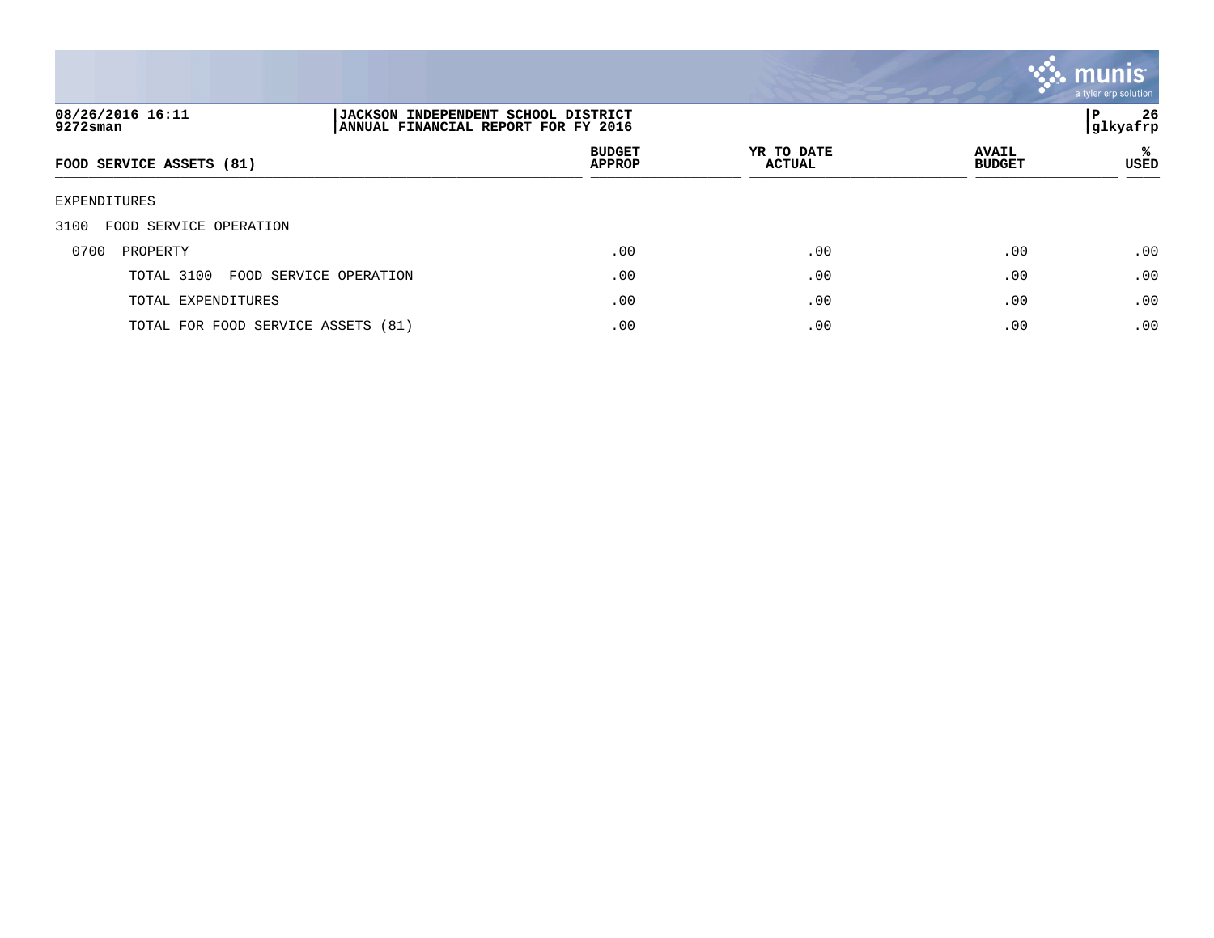08/26/2016 16:11
9272sman

JACKSON INDEPENDENT SCHOOL DISTRICT
ANNUAL FINANCIAL REPORT FOR FY 2016

glkyafrp

| FOOD SERVICE ASSETS (81) | BUDGET APPROP | YR TO DATE ACTUAL | AVAIL BUDGET | % USED |
|---|---|---|---|---|
| EXPENDITURES | | | | |
| 3100 FOOD SERVICE OPERATION | | | | |
| 0700 PROPERTY | .00 | .00 | .00 | .00 |
| TOTAL 3100 FOOD SERVICE OPERATION | .00 | .00 | .00 | .00 |
| TOTAL EXPENDITURES | .00 | .00 | .00 | .00 |
| TOTAL FOR FOOD SERVICE ASSETS (81) | .00 | .00 | .00 | .00 |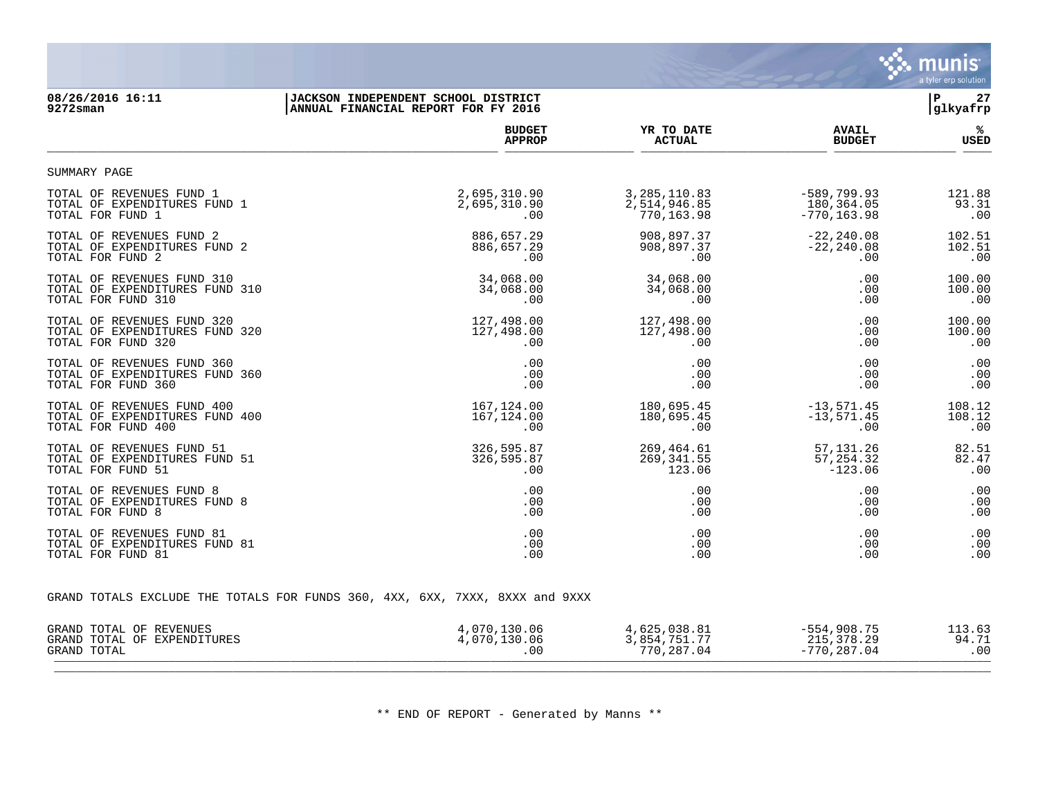**JACKSON INDEPENDENT SCHOOL DISTRICT**
**ANNUAL FINANCIAL REPORT FOR FY 2016**

08/26/2016 16:11
9272sman

glkyafrp

SUMMARY PAGE

| | BUDGET APPROP | YR TO DATE ACTUAL | AVAIL BUDGET | % USED |
|---|---|---|---|---|
| TOTAL OF REVENUES FUND 1 | 2,695,310.90 | 3,285,110.83 | -589,799.93 | 121.88 |
| TOTAL OF EXPENDITURES FUND 1 | 2,695,310.90 | 2,514,946.85 | 180,364.05 | 93.31 |
| TOTAL FOR FUND 1 | .00 | 770,163.98 | -770,163.98 | .00 |
| TOTAL OF REVENUES FUND 2 | 886,657.29 | 908,897.37 | -22,240.08 | 102.51 |
| TOTAL OF EXPENDITURES FUND 2 | 886,657.29 | 908,897.37 | -22,240.08 | 102.51 |
| TOTAL FOR FUND 2 | .00 | .00 | .00 | .00 |
| TOTAL OF REVENUES FUND 310 | 34,068.00 | 34,068.00 | .00 | 100.00 |
| TOTAL OF EXPENDITURES FUND 310 | 34,068.00 | 34,068.00 | .00 | 100.00 |
| TOTAL FOR FUND 310 | .00 | .00 | .00 | .00 |
| TOTAL OF REVENUES FUND 320 | 127,498.00 | 127,498.00 | .00 | 100.00 |
| TOTAL OF EXPENDITURES FUND 320 | 127,498.00 | 127,498.00 | .00 | 100.00 |
| TOTAL FOR FUND 320 | .00 | .00 | .00 | .00 |
| TOTAL OF REVENUES FUND 360 | .00 | .00 | .00 | .00 |
| TOTAL OF EXPENDITURES FUND 360 | .00 | .00 | .00 | .00 |
| TOTAL FOR FUND 360 | .00 | .00 | .00 | .00 |
| TOTAL OF REVENUES FUND 400 | 167,124.00 | 180,695.45 | -13,571.45 | 108.12 |
| TOTAL OF EXPENDITURES FUND 400 | 167,124.00 | 180,695.45 | -13,571.45 | 108.12 |
| TOTAL FOR FUND 400 | .00 | .00 | .00 | .00 |
| TOTAL OF REVENUES FUND 51 | 326,595.87 | 269,464.61 | 57,131.26 | 82.51 |
| TOTAL OF EXPENDITURES FUND 51 | 326,595.87 | 269,341.55 | 57,254.32 | 82.47 |
| TOTAL FOR FUND 51 | .00 | 123.06 | -123.06 | .00 |
| TOTAL OF REVENUES FUND 8 | .00 | .00 | .00 | .00 |
| TOTAL OF EXPENDITURES FUND 8 | .00 | .00 | .00 | .00 |
| TOTAL FOR FUND 8 | .00 | .00 | .00 | .00 |
| TOTAL OF REVENUES FUND 81 | .00 | .00 | .00 | .00 |
| TOTAL OF EXPENDITURES FUND 81 | .00 | .00 | .00 | .00 |
| TOTAL FOR FUND 81 | .00 | .00 | .00 | .00 |

GRAND TOTALS EXCLUDE THE TOTALS FOR FUNDS 360, 4XX, 6XX, 7XXX, 8XXX and 9XXX

| | BUDGET APPROP | YR TO DATE ACTUAL | AVAIL BUDGET | % USED |
|---|---|---|---|---|
| GRAND TOTAL OF REVENUES | 4,070,130.06 | 4,625,038.81 | -554,908.75 | 113.63 |
| GRAND TOTAL OF EXPENDITURES | 4,070,130.06 | 3,854,751.77 | 215,378.29 | 94.71 |
| GRAND TOTAL | .00 | 770,287.04 | -770,287.04 | .00 |

** END OF REPORT - Generated by Manns **